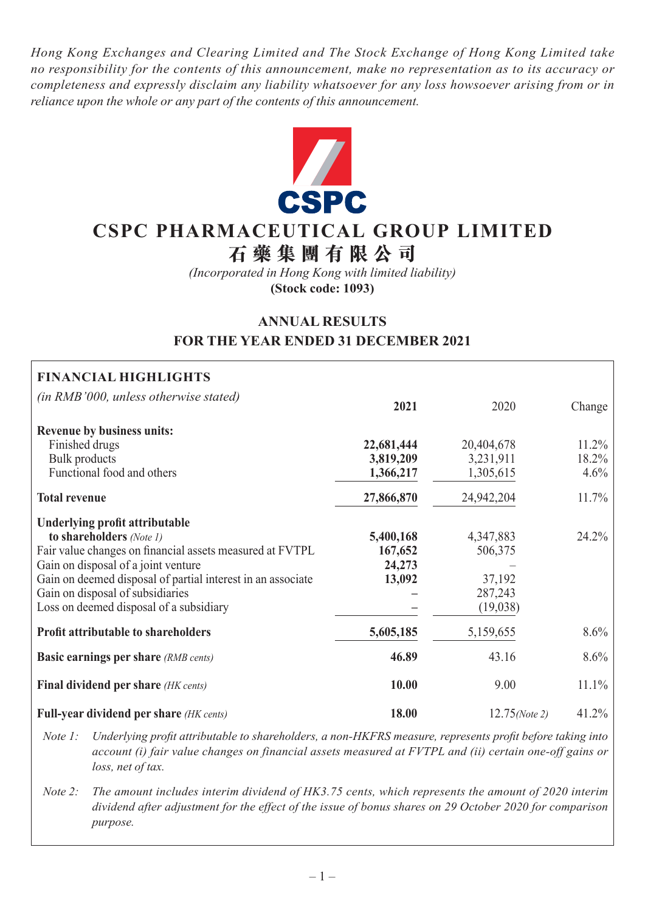*Hong Kong Exchanges and Clearing Limited and The Stock Exchange of Hong Kong Limited take no responsibility for the contents of this announcement, make no representation as to its accuracy or completeness and expressly disclaim any liability whatsoever for any loss howsoever arising from or in reliance upon the whole or any part of the contents of this announcement.*

CSPC

# CSPC PHARMACEUTICAL GROUP LIMITED
# 石藥集團有限公司

*(Incorporated in Hong Kong with limited liability)*
**(Stock code: 1093)**

## ANNUAL RESULTS
## FOR THE YEAR ENDED 31 DECEMBER 2021

### FINANCIAL HIGHLIGHTS

| *(in RMB'000, unless otherwise stated)* | **2021** | 2020 | Change |
|---|---|---|---|
| **Revenue by business units:** | | | |
| Finished drugs | **22,681,444** | 20,404,678 | 11.2% |
| Bulk products | **3,819,209** | 3,231,911 | 18.2% |
| Functional food and others | **1,366,217** | 1,305,615 | 4.6% |
| **Total revenue** | **27,866,870** | 24,942,204 | 11.7% |
| **Underlying profit attributable to shareholders** *(Note 1)* | **5,400,168** | 4,347,883 | 24.2% |
| Fair value changes on financial assets measured at FVTPL | **167,652** | 506,375 | |
| Gain on disposal of a joint venture | **24,273** | – | |
| Gain on deemed disposal of partial interest in an associate | **13,092** | 37,192 | |
| Gain on disposal of subsidiaries | **–** | 287,243 | |
| Loss on deemed disposal of a subsidiary | **–** | (19,038) | |
| **Profit attributable to shareholders** | **5,605,185** | 5,159,655 | 8.6% |
| **Basic earnings per share** *(RMB cents)* | **46.89** | 43.16 | 8.6% |
| **Final dividend per share** *(HK cents)* | **10.00** | 9.00 | 11.1% |
| **Full-year dividend per share** *(HK cents)* | **18.00** | 12.75 *(Note 2)* | 41.2% |

*Note 1: Underlying profit attributable to shareholders, a non-HKFRS measure, represents profit before taking into account (i) fair value changes on financial assets measured at FVTPL and (ii) certain one-off gains or loss, net of tax.*

*Note 2: The amount includes interim dividend of HK3.75 cents, which represents the amount of 2020 interim dividend after adjustment for the effect of the issue of bonus shares on 29 October 2020 for comparison purpose.*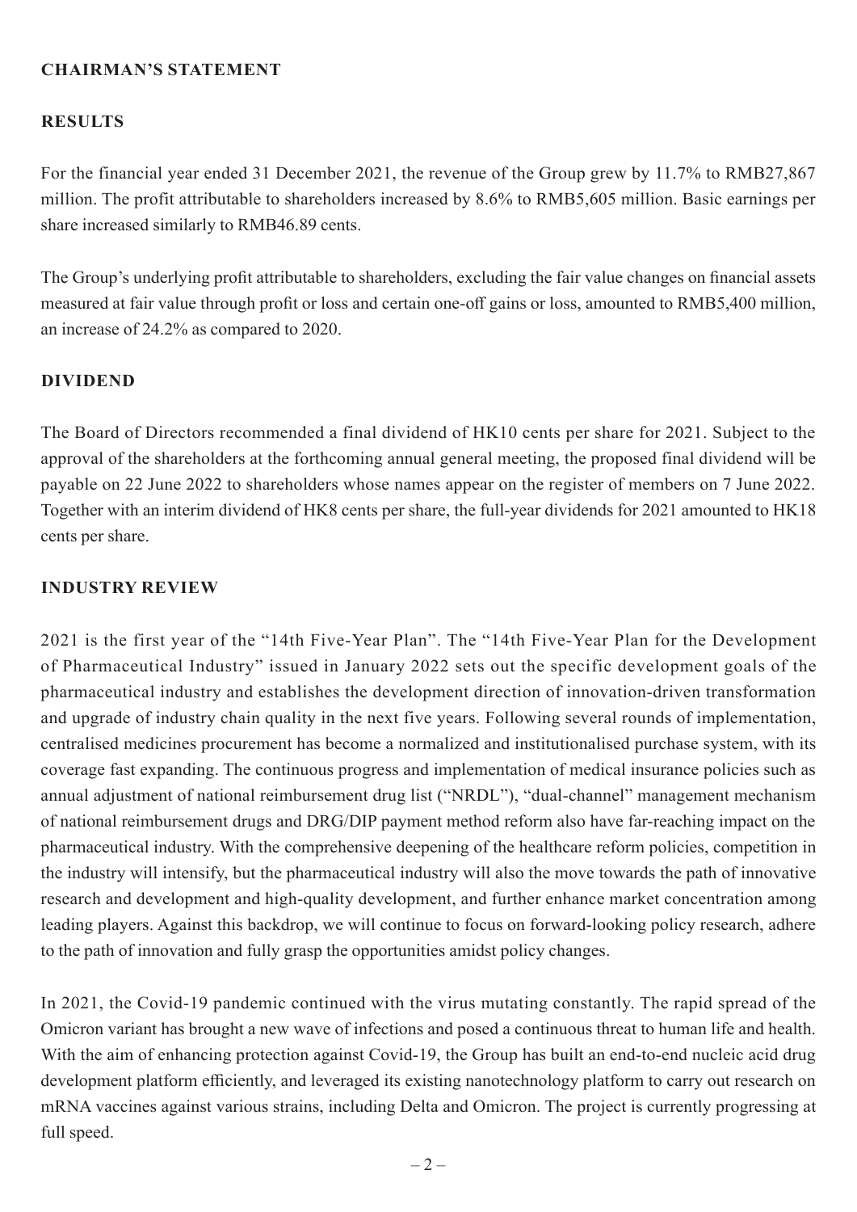## CHAIRMAN'S STATEMENT

### RESULTS

For the financial year ended 31 December 2021, the revenue of the Group grew by 11.7% to RMB27,867 million. The profit attributable to shareholders increased by 8.6% to RMB5,605 million. Basic earnings per share increased similarly to RMB46.89 cents.

The Group's underlying profit attributable to shareholders, excluding the fair value changes on financial assets measured at fair value through profit or loss and certain one-off gains or loss, amounted to RMB5,400 million, an increase of 24.2% as compared to 2020.

### DIVIDEND

The Board of Directors recommended a final dividend of HK10 cents per share for 2021. Subject to the approval of the shareholders at the forthcoming annual general meeting, the proposed final dividend will be payable on 22 June 2022 to shareholders whose names appear on the register of members on 7 June 2022. Together with an interim dividend of HK8 cents per share, the full-year dividends for 2021 amounted to HK18 cents per share.

### INDUSTRY REVIEW

2021 is the first year of the "14th Five-Year Plan". The "14th Five-Year Plan for the Development of Pharmaceutical Industry" issued in January 2022 sets out the specific development goals of the pharmaceutical industry and establishes the development direction of innovation-driven transformation and upgrade of industry chain quality in the next five years. Following several rounds of implementation, centralised medicines procurement has become a normalized and institutionalised purchase system, with its coverage fast expanding. The continuous progress and implementation of medical insurance policies such as annual adjustment of national reimbursement drug list ("NRDL"), "dual-channel" management mechanism of national reimbursement drugs and DRG/DIP payment method reform also have far-reaching impact on the pharmaceutical industry. With the comprehensive deepening of the healthcare reform policies, competition in the industry will intensify, but the pharmaceutical industry will also the move towards the path of innovative research and development and high-quality development, and further enhance market concentration among leading players. Against this backdrop, we will continue to focus on forward-looking policy research, adhere to the path of innovation and fully grasp the opportunities amidst policy changes.

In 2021, the Covid-19 pandemic continued with the virus mutating constantly. The rapid spread of the Omicron variant has brought a new wave of infections and posed a continuous threat to human life and health. With the aim of enhancing protection against Covid-19, the Group has built an end-to-end nucleic acid drug development platform efficiently, and leveraged its existing nanotechnology platform to carry out research on mRNA vaccines against various strains, including Delta and Omicron. The project is currently progressing at full speed.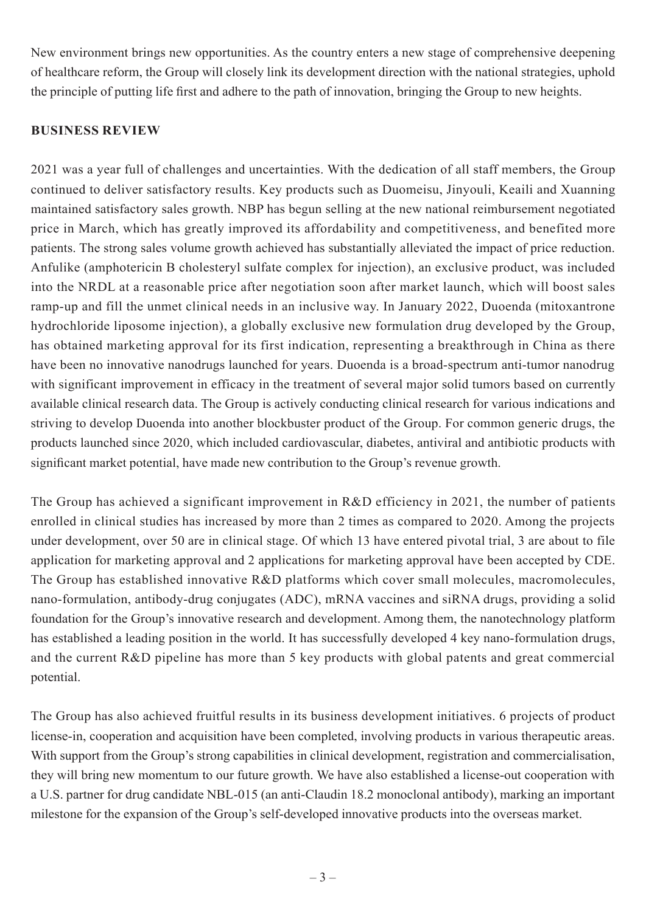New environment brings new opportunities. As the country enters a new stage of comprehensive deepening of healthcare reform, the Group will closely link its development direction with the national strategies, uphold the principle of putting life first and adhere to the path of innovation, bringing the Group to new heights.

## BUSINESS REVIEW

2021 was a year full of challenges and uncertainties. With the dedication of all staff members, the Group continued to deliver satisfactory results. Key products such as Duomeisu, Jinyouli, Keaili and Xuanning maintained satisfactory sales growth. NBP has begun selling at the new national reimbursement negotiated price in March, which has greatly improved its affordability and competitiveness, and benefited more patients. The strong sales volume growth achieved has substantially alleviated the impact of price reduction. Anfulike (amphotericin B cholesteryl sulfate complex for injection), an exclusive product, was included into the NRDL at a reasonable price after negotiation soon after market launch, which will boost sales ramp-up and fill the unmet clinical needs in an inclusive way. In January 2022, Duoenda (mitoxantrone hydrochloride liposome injection), a globally exclusive new formulation drug developed by the Group, has obtained marketing approval for its first indication, representing a breakthrough in China as there have been no innovative nanodrugs launched for years. Duoenda is a broad-spectrum anti-tumor nanodrug with significant improvement in efficacy in the treatment of several major solid tumors based on currently available clinical research data. The Group is actively conducting clinical research for various indications and striving to develop Duoenda into another blockbuster product of the Group. For common generic drugs, the products launched since 2020, which included cardiovascular, diabetes, antiviral and antibiotic products with significant market potential, have made new contribution to the Group's revenue growth.

The Group has achieved a significant improvement in R&D efficiency in 2021, the number of patients enrolled in clinical studies has increased by more than 2 times as compared to 2020. Among the projects under development, over 50 are in clinical stage. Of which 13 have entered pivotal trial, 3 are about to file application for marketing approval and 2 applications for marketing approval have been accepted by CDE. The Group has established innovative R&D platforms which cover small molecules, macromolecules, nano-formulation, antibody-drug conjugates (ADC), mRNA vaccines and siRNA drugs, providing a solid foundation for the Group's innovative research and development. Among them, the nanotechnology platform has established a leading position in the world. It has successfully developed 4 key nano-formulation drugs, and the current R&D pipeline has more than 5 key products with global patents and great commercial potential.

The Group has also achieved fruitful results in its business development initiatives. 6 projects of product license-in, cooperation and acquisition have been completed, involving products in various therapeutic areas. With support from the Group's strong capabilities in clinical development, registration and commercialisation, they will bring new momentum to our future growth. We have also established a license-out cooperation with a U.S. partner for drug candidate NBL-015 (an anti-Claudin 18.2 monoclonal antibody), marking an important milestone for the expansion of the Group's self-developed innovative products into the overseas market.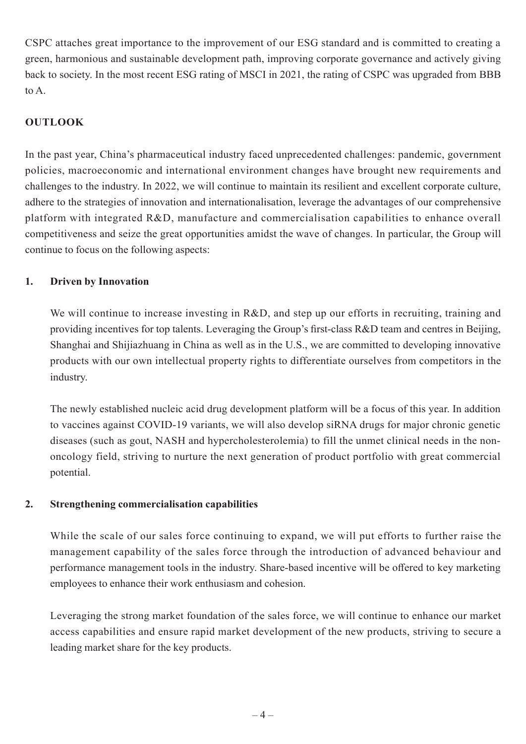CSPC attaches great importance to the improvement of our ESG standard and is committed to creating a green, harmonious and sustainable development path, improving corporate governance and actively giving back to society. In the most recent ESG rating of MSCI in 2021, the rating of CSPC was upgraded from BBB to A.

## OUTLOOK

In the past year, China's pharmaceutical industry faced unprecedented challenges: pandemic, government policies, macroeconomic and international environment changes have brought new requirements and challenges to the industry. In 2022, we will continue to maintain its resilient and excellent corporate culture, adhere to the strategies of innovation and internationalisation, leverage the advantages of our comprehensive platform with integrated R&D, manufacture and commercialisation capabilities to enhance overall competitiveness and seize the great opportunities amidst the wave of changes. In particular, the Group will continue to focus on the following aspects:

### 1. Driven by Innovation

We will continue to increase investing in R&D, and step up our efforts in recruiting, training and providing incentives for top talents. Leveraging the Group's first-class R&D team and centres in Beijing, Shanghai and Shijiazhuang in China as well as in the U.S., we are committed to developing innovative products with our own intellectual property rights to differentiate ourselves from competitors in the industry.

The newly established nucleic acid drug development platform will be a focus of this year. In addition to vaccines against COVID-19 variants, we will also develop siRNA drugs for major chronic genetic diseases (such as gout, NASH and hypercholesterolemia) to fill the unmet clinical needs in the non-oncology field, striving to nurture the next generation of product portfolio with great commercial potential.

### 2. Strengthening commercialisation capabilities

While the scale of our sales force continuing to expand, we will put efforts to further raise the management capability of the sales force through the introduction of advanced behaviour and performance management tools in the industry. Share-based incentive will be offered to key marketing employees to enhance their work enthusiasm and cohesion.

Leveraging the strong market foundation of the sales force, we will continue to enhance our market access capabilities and ensure rapid market development of the new products, striving to secure a leading market share for the key products.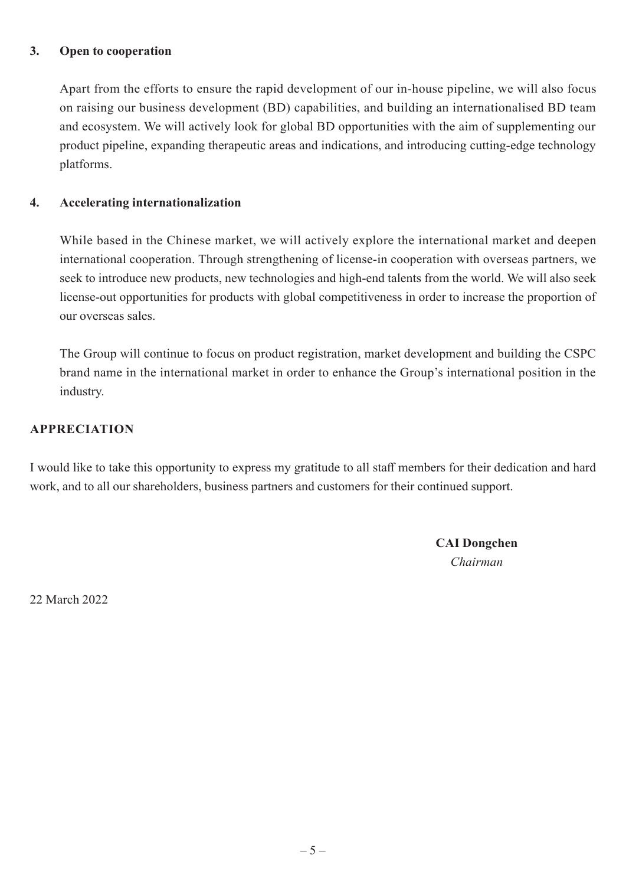### 3. Open to cooperation

Apart from the efforts to ensure the rapid development of our in-house pipeline, we will also focus on raising our business development (BD) capabilities, and building an internationalised BD team and ecosystem. We will actively look for global BD opportunities with the aim of supplementing our product pipeline, expanding therapeutic areas and indications, and introducing cutting-edge technology platforms.

### 4. Accelerating internationalization

While based in the Chinese market, we will actively explore the international market and deepen international cooperation. Through strengthening of license-in cooperation with overseas partners, we seek to introduce new products, new technologies and high-end talents from the world. We will also seek license-out opportunities for products with global competitiveness in order to increase the proportion of our overseas sales.

The Group will continue to focus on product registration, market development and building the CSPC brand name in the international market in order to enhance the Group's international position in the industry.

## APPRECIATION

I would like to take this opportunity to express my gratitude to all staff members for their dedication and hard work, and to all our shareholders, business partners and customers for their continued support.

**CAI Dongchen**
*Chairman*

22 March 2022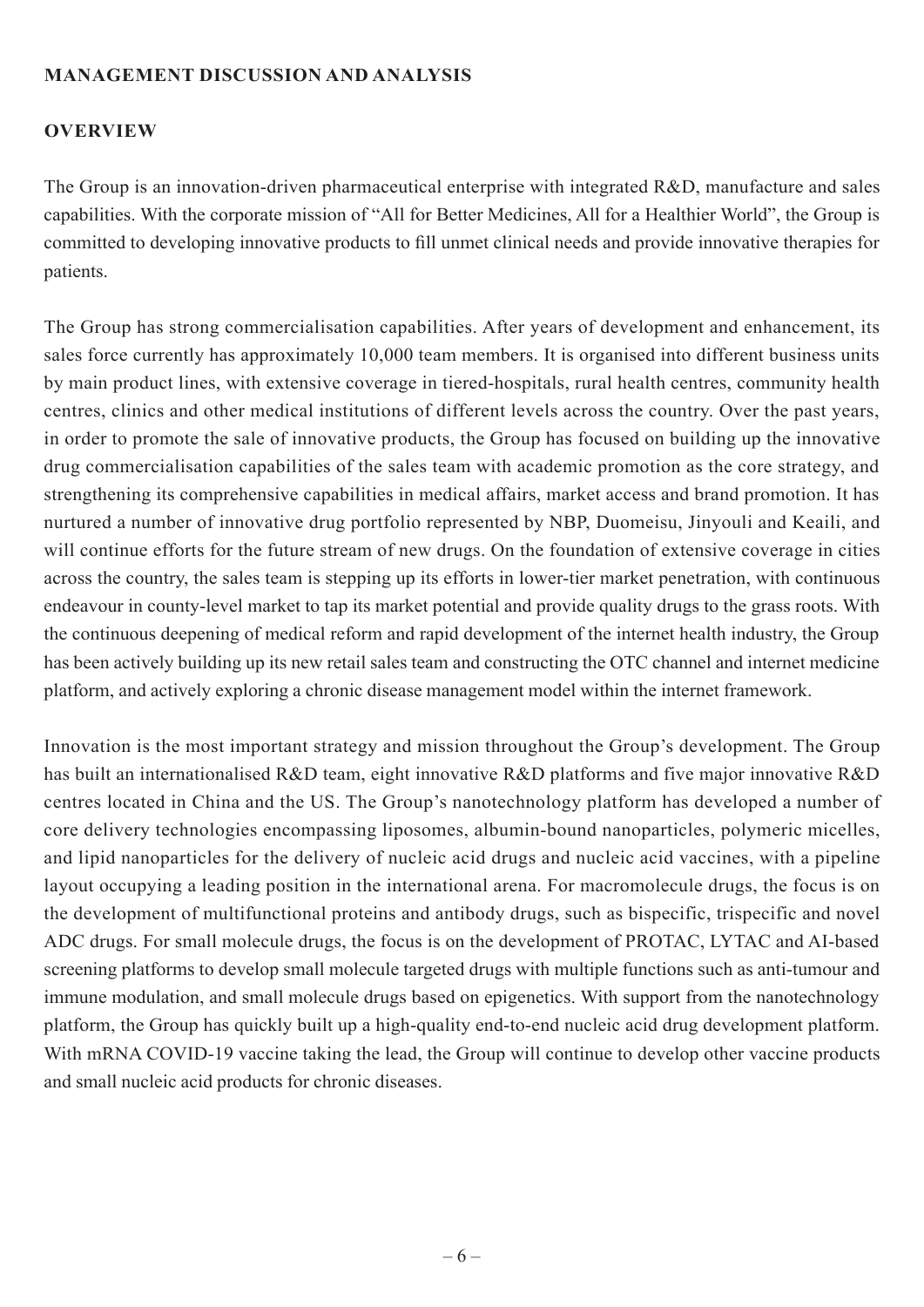## MANAGEMENT DISCUSSION AND ANALYSIS

### OVERVIEW

The Group is an innovation-driven pharmaceutical enterprise with integrated R&D, manufacture and sales capabilities. With the corporate mission of "All for Better Medicines, All for a Healthier World", the Group is committed to developing innovative products to fill unmet clinical needs and provide innovative therapies for patients.

The Group has strong commercialisation capabilities. After years of development and enhancement, its sales force currently has approximately 10,000 team members. It is organised into different business units by main product lines, with extensive coverage in tiered-hospitals, rural health centres, community health centres, clinics and other medical institutions of different levels across the country. Over the past years, in order to promote the sale of innovative products, the Group has focused on building up the innovative drug commercialisation capabilities of the sales team with academic promotion as the core strategy, and strengthening its comprehensive capabilities in medical affairs, market access and brand promotion. It has nurtured a number of innovative drug portfolio represented by NBP, Duomeisu, Jinyouli and Keaili, and will continue efforts for the future stream of new drugs. On the foundation of extensive coverage in cities across the country, the sales team is stepping up its efforts in lower-tier market penetration, with continuous endeavour in county-level market to tap its market potential and provide quality drugs to the grass roots. With the continuous deepening of medical reform and rapid development of the internet health industry, the Group has been actively building up its new retail sales team and constructing the OTC channel and internet medicine platform, and actively exploring a chronic disease management model within the internet framework.

Innovation is the most important strategy and mission throughout the Group's development. The Group has built an internationalised R&D team, eight innovative R&D platforms and five major innovative R&D centres located in China and the US. The Group's nanotechnology platform has developed a number of core delivery technologies encompassing liposomes, albumin-bound nanoparticles, polymeric micelles, and lipid nanoparticles for the delivery of nucleic acid drugs and nucleic acid vaccines, with a pipeline layout occupying a leading position in the international arena. For macromolecule drugs, the focus is on the development of multifunctional proteins and antibody drugs, such as bispecific, trispecific and novel ADC drugs. For small molecule drugs, the focus is on the development of PROTAC, LYTAC and AI-based screening platforms to develop small molecule targeted drugs with multiple functions such as anti-tumour and immune modulation, and small molecule drugs based on epigenetics. With support from the nanotechnology platform, the Group has quickly built up a high-quality end-to-end nucleic acid drug development platform. With mRNA COVID-19 vaccine taking the lead, the Group will continue to develop other vaccine products and small nucleic acid products for chronic diseases.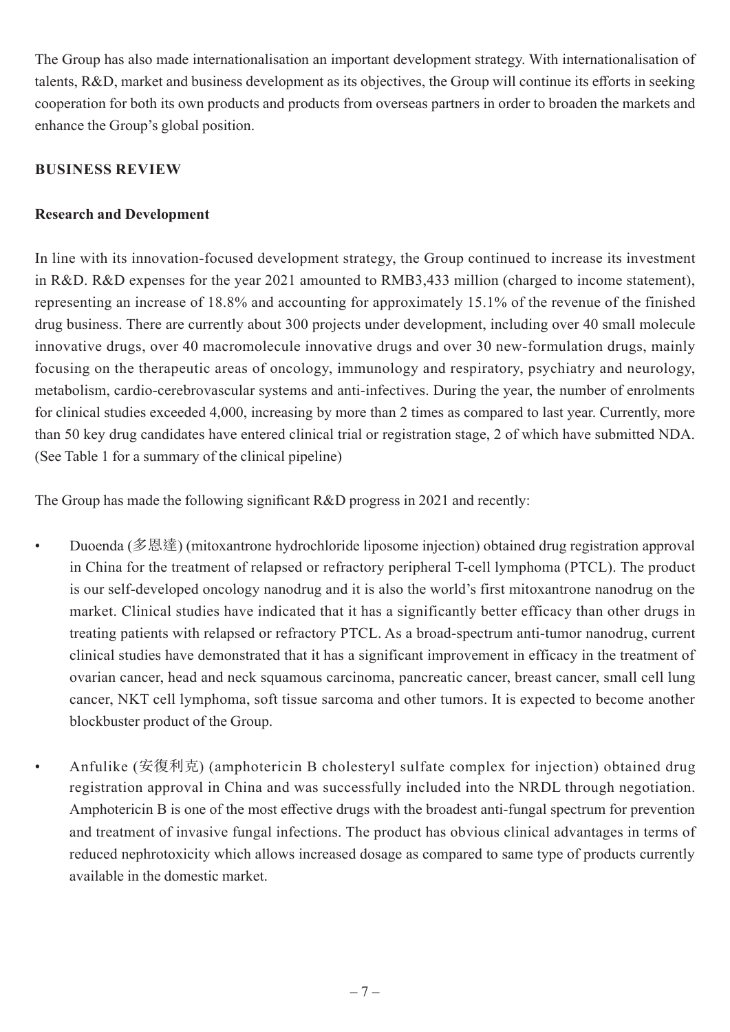The Group has also made internationalisation an important development strategy. With internationalisation of talents, R&D, market and business development as its objectives, the Group will continue its efforts in seeking cooperation for both its own products and products from overseas partners in order to broaden the markets and enhance the Group's global position.

## BUSINESS REVIEW

### Research and Development

In line with its innovation-focused development strategy, the Group continued to increase its investment in R&D. R&D expenses for the year 2021 amounted to RMB3,433 million (charged to income statement), representing an increase of 18.8% and accounting for approximately 15.1% of the revenue of the finished drug business. There are currently about 300 projects under development, including over 40 small molecule innovative drugs, over 40 macromolecule innovative drugs and over 30 new-formulation drugs, mainly focusing on the therapeutic areas of oncology, immunology and respiratory, psychiatry and neurology, metabolism, cardio-cerebrovascular systems and anti-infectives. During the year, the number of enrolments for clinical studies exceeded 4,000, increasing by more than 2 times as compared to last year. Currently, more than 50 key drug candidates have entered clinical trial or registration stage, 2 of which have submitted NDA. (See Table 1 for a summary of the clinical pipeline)

The Group has made the following significant R&D progress in 2021 and recently:

- Duoenda (多恩達) (mitoxantrone hydrochloride liposome injection) obtained drug registration approval in China for the treatment of relapsed or refractory peripheral T-cell lymphoma (PTCL). The product is our self-developed oncology nanodrug and it is also the world's first mitoxantrone nanodrug on the market. Clinical studies have indicated that it has a significantly better efficacy than other drugs in treating patients with relapsed or refractory PTCL. As a broad-spectrum anti-tumor nanodrug, current clinical studies have demonstrated that it has a significant improvement in efficacy in the treatment of ovarian cancer, head and neck squamous carcinoma, pancreatic cancer, breast cancer, small cell lung cancer, NKT cell lymphoma, soft tissue sarcoma and other tumors. It is expected to become another blockbuster product of the Group.

- Anfulike (安復利克) (amphotericin B cholesteryl sulfate complex for injection) obtained drug registration approval in China and was successfully included into the NRDL through negotiation. Amphotericin B is one of the most effective drugs with the broadest anti-fungal spectrum for prevention and treatment of invasive fungal infections. The product has obvious clinical advantages in terms of reduced nephrotoxicity which allows increased dosage as compared to same type of products currently available in the domestic market.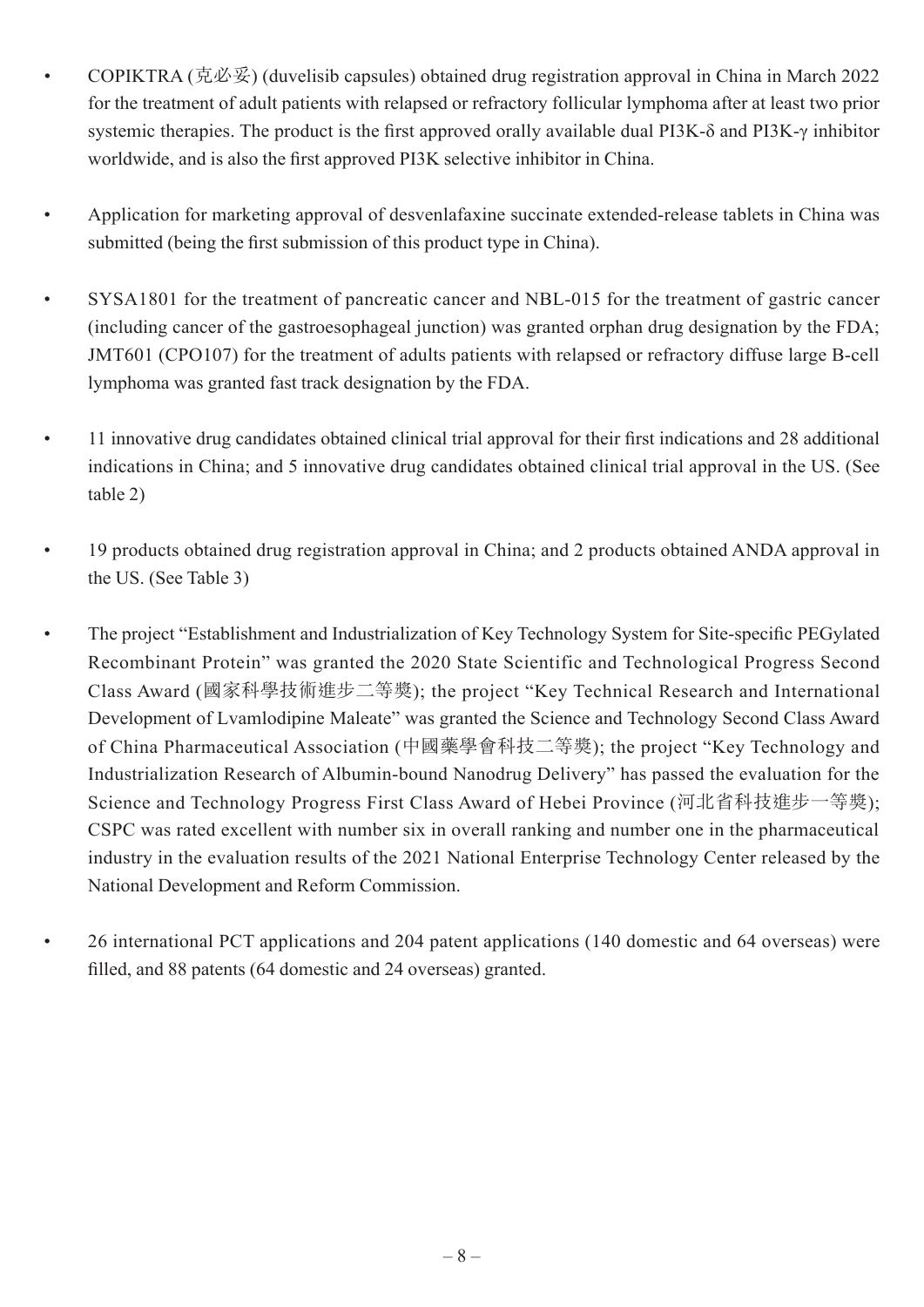- COPIKTRA (克必妥) (duvelisib capsules) obtained drug registration approval in China in March 2022 for the treatment of adult patients with relapsed or refractory follicular lymphoma after at least two prior systemic therapies. The product is the first approved orally available dual PI3K-δ and PI3K-γ inhibitor worldwide, and is also the first approved PI3K selective inhibitor in China.

- Application for marketing approval of desvenlafaxine succinate extended-release tablets in China was submitted (being the first submission of this product type in China).

- SYSA1801 for the treatment of pancreatic cancer and NBL-015 for the treatment of gastric cancer (including cancer of the gastroesophageal junction) was granted orphan drug designation by the FDA; JMT601 (CPO107) for the treatment of adults patients with relapsed or refractory diffuse large B-cell lymphoma was granted fast track designation by the FDA.

- 11 innovative drug candidates obtained clinical trial approval for their first indications and 28 additional indications in China; and 5 innovative drug candidates obtained clinical trial approval in the US. (See table 2)

- 19 products obtained drug registration approval in China; and 2 products obtained ANDA approval in the US. (See Table 3)

- The project "Establishment and Industrialization of Key Technology System for Site-specific PEGylated Recombinant Protein" was granted the 2020 State Scientific and Technological Progress Second Class Award (國家科學技術進步二等獎); the project "Key Technical Research and International Development of Lvamlodipine Maleate" was granted the Science and Technology Second Class Award of China Pharmaceutical Association (中國藥學會科技二等獎); the project "Key Technology and Industrialization Research of Albumin-bound Nanodrug Delivery" has passed the evaluation for the Science and Technology Progress First Class Award of Hebei Province (河北省科技進步一等獎); CSPC was rated excellent with number six in overall ranking and number one in the pharmaceutical industry in the evaluation results of the 2021 National Enterprise Technology Center released by the National Development and Reform Commission.

- 26 international PCT applications and 204 patent applications (140 domestic and 64 overseas) were filled, and 88 patents (64 domestic and 24 overseas) granted.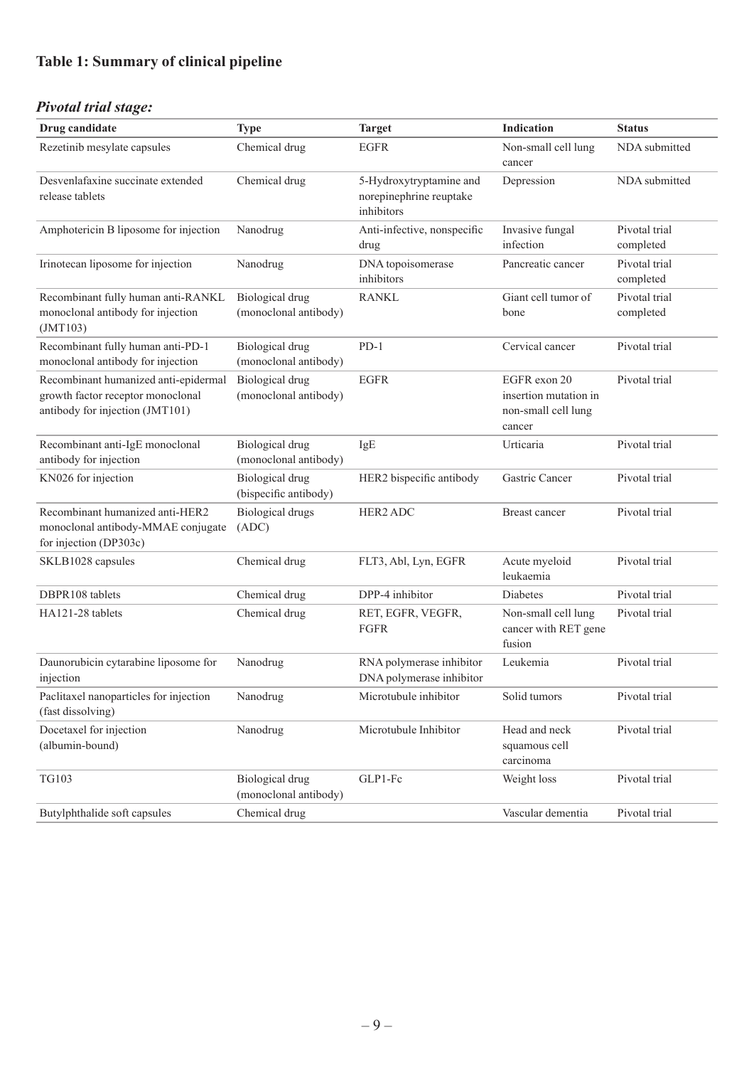### Table 1: Summary of clinical pipeline

#### *Pivotal trial stage:*

| Drug candidate | Type | Target | Indication | Status |
|---|---|---|---|---|
| Rezetinib mesylate capsules | Chemical drug | EGFR | Non-small cell lung cancer | NDA submitted |
| Desvenlafaxine succinate extended release tablets | Chemical drug | 5-Hydroxytryptamine and norepinephrine reuptake inhibitors | Depression | NDA submitted |
| Amphotericin B liposome for injection | Nanodrug | Anti-infective, nonspecific drug | Invasive fungal infection | Pivotal trial completed |
| Irinotecan liposome for injection | Nanodrug | DNA topoisomerase inhibitors | Pancreatic cancer | Pivotal trial completed |
| Recombinant fully human anti-RANKL monoclonal antibody for injection (JMT103) | Biological drug (monoclonal antibody) | RANKL | Giant cell tumor of bone | Pivotal trial completed |
| Recombinant fully human anti-PD-1 monoclonal antibody for injection | Biological drug (monoclonal antibody) | PD-1 | Cervical cancer | Pivotal trial |
| Recombinant humanized anti-epidermal growth factor receptor monoclonal antibody for injection (JMT101) | Biological drug (monoclonal antibody) | EGFR | EGFR exon 20 insertion mutation in non-small cell lung cancer | Pivotal trial |
| Recombinant anti-IgE monoclonal antibody for injection | Biological drug (monoclonal antibody) | IgE | Urticaria | Pivotal trial |
| KN026 for injection | Biological drug (bispecific antibody) | HER2 bispecific antibody | Gastric Cancer | Pivotal trial |
| Recombinant humanized anti-HER2 monoclonal antibody-MMAE conjugate for injection (DP303c) | Biological drugs (ADC) | HER2 ADC | Breast cancer | Pivotal trial |
| SKLB1028 capsules | Chemical drug | FLT3, Abl, Lyn, EGFR | Acute myeloid leukaemia | Pivotal trial |
| DBPR108 tablets | Chemical drug | DPP-4 inhibitor | Diabetes | Pivotal trial |
| HA121-28 tablets | Chemical drug | RET, EGFR, VEGFR, FGFR | Non-small cell lung cancer with RET gene fusion | Pivotal trial |
| Daunorubicin cytarabine liposome for injection | Nanodrug | RNA polymerase inhibitor DNA polymerase inhibitor | Leukemia | Pivotal trial |
| Paclitaxel nanoparticles for injection (fast dissolving) | Nanodrug | Microtubule inhibitor | Solid tumors | Pivotal trial |
| Docetaxel for injection (albumin-bound) | Nanodrug | Microtubule Inhibitor | Head and neck squamous cell carcinoma | Pivotal trial |
| TG103 | Biological drug (monoclonal antibody) | GLP1-Fc | Weight loss | Pivotal trial |
| Butylphthalide soft capsules | Chemical drug | | Vascular dementia | Pivotal trial |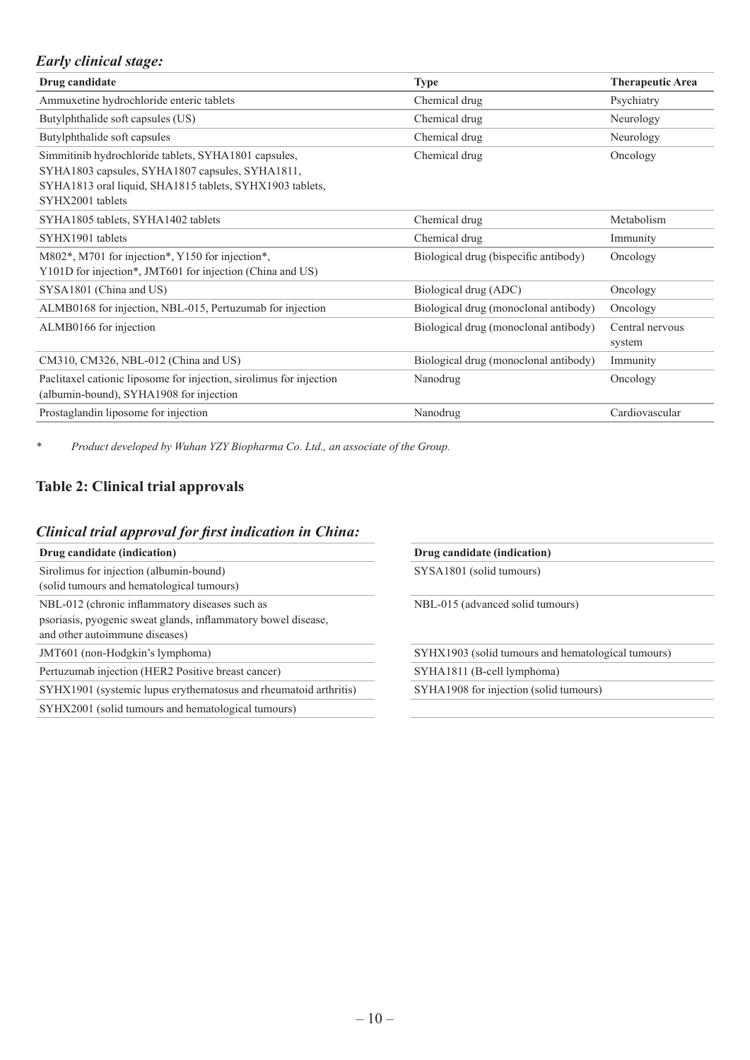### *Early clinical stage:*

| Drug candidate | Type | Therapeutic Area |
| --- | --- | --- |
| Ammuxetine hydrochloride enteric tablets | Chemical drug | Psychiatry |
| Butylphthalide soft capsules (US) | Chemical drug | Neurology |
| Butylphthalide soft capsules | Chemical drug | Neurology |
| Simmitinib hydrochloride tablets, SYHA1801 capsules, SYHA1803 capsules, SYHA1807 capsules, SYHA1811, SYHA1813 oral liquid, SHA1815 tablets, SYHX1903 tablets, SYHX2001 tablets | Chemical drug | Oncology |
| SYHA1805 tablets, SYHA1402 tablets | Chemical drug | Metabolism |
| SYHX1901 tablets | Chemical drug | Immunity |
| M802*, M701 for injection*, Y150 for injection*, Y101D for injection*, JMT601 for injection (China and US) | Biological drug (bispecific antibody) | Oncology |
| SYSA1801 (China and US) | Biological drug (ADC) | Oncology |
| ALMB0168 for injection, NBL-015, Pertuzumab for injection | Biological drug (monoclonal antibody) | Oncology |
| ALMB0166 for injection | Biological drug (monoclonal antibody) | Central nervous system |
| CM310, CM326, NBL-012 (China and US) | Biological drug (monoclonal antibody) | Immunity |
| Paclitaxel cationic liposome for injection, sirolimus for injection (albumin-bound), SYHA1908 for injection | Nanodrug | Oncology |
| Prostaglandin liposome for injection | Nanodrug | Cardiovascular |

\* *Product developed by Wuhan YZY Biopharma Co. Ltd., an associate of the Group.*

## Table 2: Clinical trial approvals

### *Clinical trial approval for first indication in China:*

| Drug candidate (indication) | Drug candidate (indication) |
| --- | --- |
| Sirolimus for injection (albumin-bound) (solid tumours and hematological tumours) | SYSA1801 (solid tumours) |
| NBL-012 (chronic inflammatory diseases such as psoriasis, pyogenic sweat glands, inflammatory bowel disease, and other autoimmune diseases) | NBL-015 (advanced solid tumours) |
| JMT601 (non-Hodgkin's lymphoma) | SYHX1903 (solid tumours and hematological tumours) |
| Pertuzumab injection (HER2 Positive breast cancer) | SYHA1811 (B-cell lymphoma) |
| SYHX1901 (systemic lupus erythematosus and rheumatoid arthritis) | SYHA1908 for injection (solid tumours) |
| SYHX2001 (solid tumours and hematological tumours) | |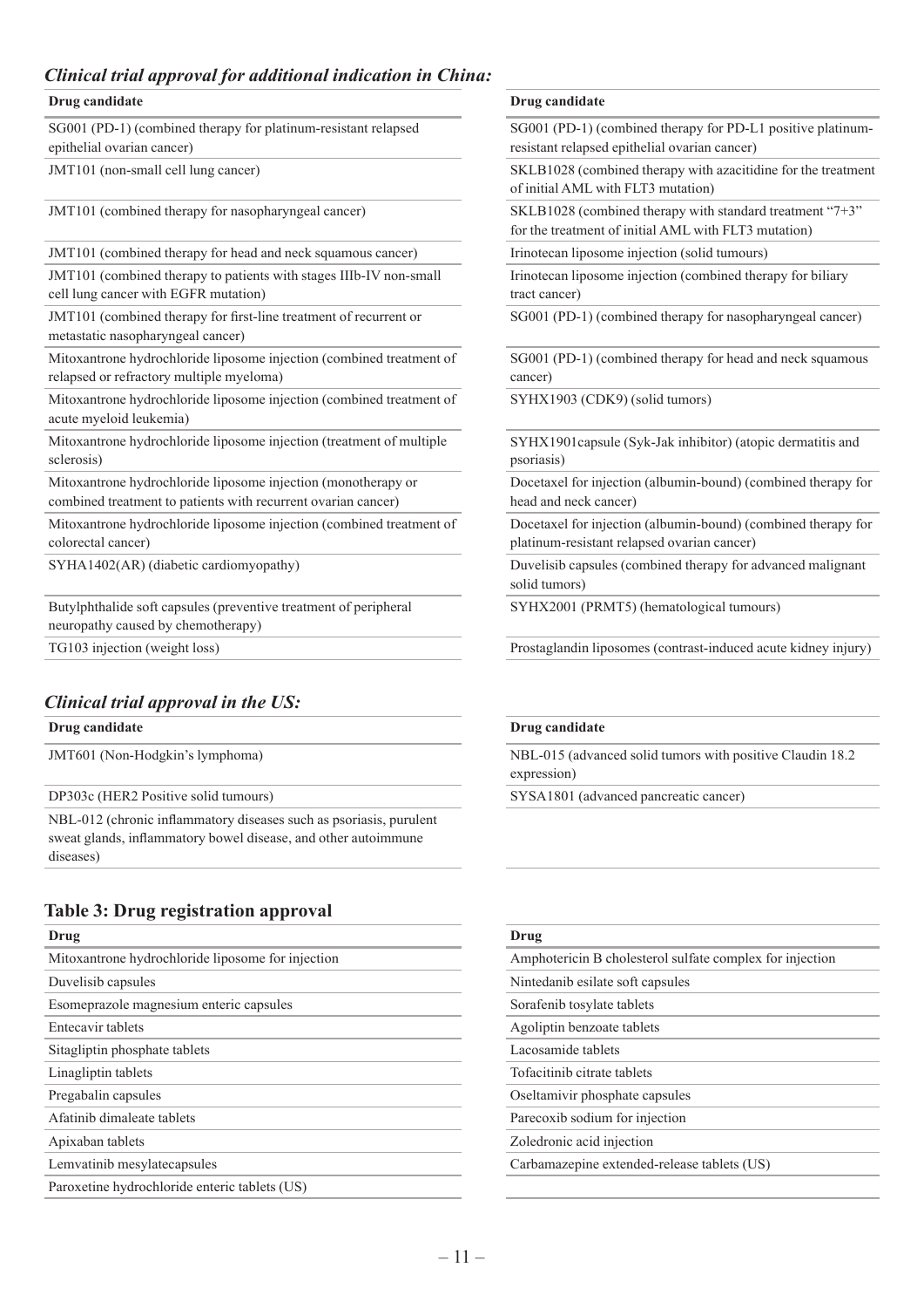### *Clinical trial approval for additional indication in China:*

| Drug candidate |
|---|
| SG001 (PD-1) (combined therapy for platinum-resistant relapsed epithelial ovarian cancer) |
| JMT101 (non-small cell lung cancer) |
| JMT101 (combined therapy for nasopharyngeal cancer) |
| JMT101 (combined therapy for head and neck squamous cancer) |
| JMT101 (combined therapy to patients with stages IIIb-IV non-small cell lung cancer with EGFR mutation) |
| JMT101 (combined therapy for first-line treatment of recurrent or metastatic nasopharyngeal cancer) |
| Mitoxantrone hydrochloride liposome injection (combined treatment of relapsed or refractory multiple myeloma) |
| Mitoxantrone hydrochloride liposome injection (combined treatment of acute myeloid leukemia) |
| Mitoxantrone hydrochloride liposome injection (treatment of multiple sclerosis) |
| Mitoxantrone hydrochloride liposome injection (monotherapy or combined treatment to patients with recurrent ovarian cancer) |
| Mitoxantrone hydrochloride liposome injection (combined treatment of colorectal cancer) |
| SYHA1402(AR) (diabetic cardiomyopathy) |
| Butylphthalide soft capsules (preventive treatment of peripheral neuropathy caused by chemotherapy) |
| TG103 injection (weight loss) |
| SG001 (PD-1) (combined therapy for PD-L1 positive platinum-resistant relapsed epithelial ovarian cancer) |
| SKLB1028 (combined therapy with azacitidine for the treatment of initial AML with FLT3 mutation) |
| SKLB1028 (combined therapy with standard treatment "7+3" for the treatment of initial AML with FLT3 mutation) |
| Irinotecan liposome injection (solid tumours) |
| Irinotecan liposome injection (combined therapy for biliary tract cancer) |
| SG001 (PD-1) (combined therapy for nasopharyngeal cancer) |
| SG001 (PD-1) (combined therapy for head and neck squamous cancer) |
| SYHX1903 (CDK9) (solid tumors) |
| SYHX1901capsule (Syk-Jak inhibitor) (atopic dermatitis and psoriasis) |
| Docetaxel for injection (albumin-bound) (combined therapy for head and neck cancer) |
| Docetaxel for injection (albumin-bound) (combined therapy for platinum-resistant relapsed ovarian cancer) |
| Duvelisib capsules (combined therapy for advanced malignant solid tumors) |
| SYHX2001 (PRMT5) (hematological tumours) |
| Prostaglandin liposomes (contrast-induced acute kidney injury) |

### *Clinical trial approval in the US:*

| Drug candidate |
|---|
| JMT601 (Non-Hodgkin's lymphoma) |
| DP303c (HER2 Positive solid tumours) |
| NBL-012 (chronic inflammatory diseases such as psoriasis, purulent sweat glands, inflammatory bowel disease, and other autoimmune diseases) |
| NBL-015 (advanced solid tumors with positive Claudin 18.2 expression) |
| SYSA1801 (advanced pancreatic cancer) |

### Table 3: Drug registration approval

| Drug |
|---|
| Mitoxantrone hydrochloride liposome for injection |
| Duvelisib capsules |
| Esomeprazole magnesium enteric capsules |
| Entecavir tablets |
| Sitagliptin phosphate tablets |
| Linagliptin tablets |
| Pregabalin capsules |
| Afatinib dimaleate tablets |
| Apixaban tablets |
| Lemvatinib mesylatecapsules |
| Paroxetine hydrochloride enteric tablets (US) |
| Amphotericin B cholesterol sulfate complex for injection |
| Nintedanib esilate soft capsules |
| Sorafenib tosylate tablets |
| Agoliptin benzoate tablets |
| Lacosamide tablets |
| Tofacitinib citrate tablets |
| Oseltamivir phosphate capsules |
| Parecoxib sodium for injection |
| Zoledronic acid injection |
| Carbamazepine extended-release tablets (US) |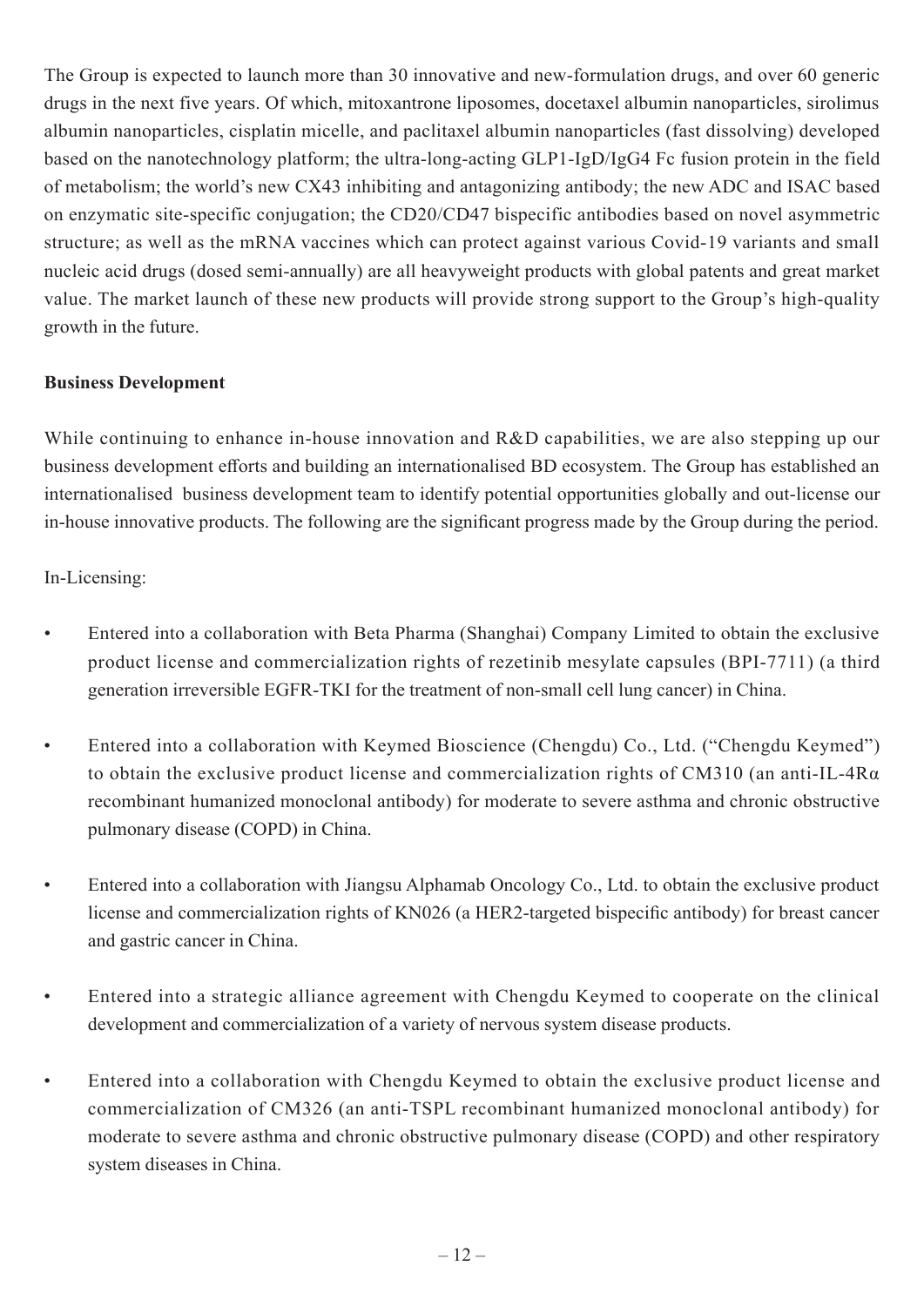The Group is expected to launch more than 30 innovative and new-formulation drugs, and over 60 generic drugs in the next five years. Of which, mitoxantrone liposomes, docetaxel albumin nanoparticles, sirolimus albumin nanoparticles, cisplatin micelle, and paclitaxel albumin nanoparticles (fast dissolving) developed based on the nanotechnology platform; the ultra-long-acting GLP1-IgD/IgG4 Fc fusion protein in the field of metabolism; the world's new CX43 inhibiting and antagonizing antibody; the new ADC and ISAC based on enzymatic site-specific conjugation; the CD20/CD47 bispecific antibodies based on novel asymmetric structure; as well as the mRNA vaccines which can protect against various Covid-19 variants and small nucleic acid drugs (dosed semi-annually) are all heavyweight products with global patents and great market value. The market launch of these new products will provide strong support to the Group's high-quality growth in the future.

**Business Development**

While continuing to enhance in-house innovation and R&D capabilities, we are also stepping up our business development efforts and building an internationalised BD ecosystem. The Group has established an internationalised business development team to identify potential opportunities globally and out-license our in-house innovative products. The following are the significant progress made by the Group during the period.

In-Licensing:

- Entered into a collaboration with Beta Pharma (Shanghai) Company Limited to obtain the exclusive product license and commercialization rights of rezetinib mesylate capsules (BPI-7711) (a third generation irreversible EGFR-TKI for the treatment of non-small cell lung cancer) in China.
- Entered into a collaboration with Keymed Bioscience (Chengdu) Co., Ltd. ("Chengdu Keymed") to obtain the exclusive product license and commercialization rights of CM310 (an anti-IL-4Rα recombinant humanized monoclonal antibody) for moderate to severe asthma and chronic obstructive pulmonary disease (COPD) in China.
- Entered into a collaboration with Jiangsu Alphamab Oncology Co., Ltd. to obtain the exclusive product license and commercialization rights of KN026 (a HER2-targeted bispecific antibody) for breast cancer and gastric cancer in China.
- Entered into a strategic alliance agreement with Chengdu Keymed to cooperate on the clinical development and commercialization of a variety of nervous system disease products.
- Entered into a collaboration with Chengdu Keymed to obtain the exclusive product license and commercialization of CM326 (an anti-TSPL recombinant humanized monoclonal antibody) for moderate to severe asthma and chronic obstructive pulmonary disease (COPD) and other respiratory system diseases in China.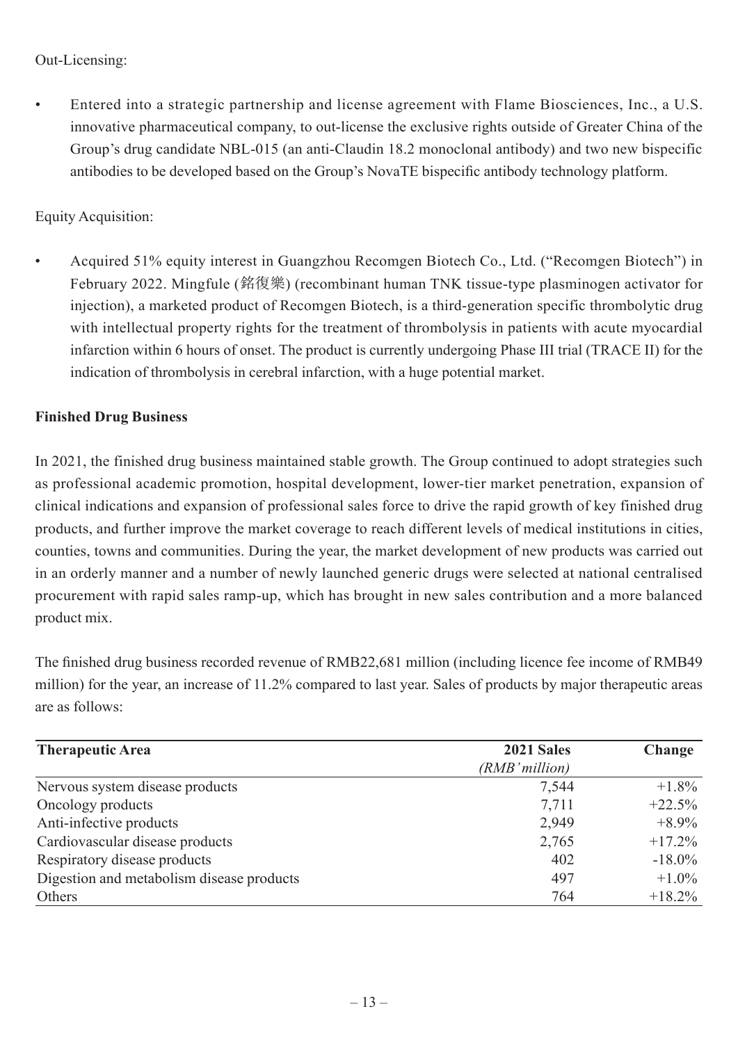Out-Licensing:

- Entered into a strategic partnership and license agreement with Flame Biosciences, Inc., a U.S. innovative pharmaceutical company, to out-license the exclusive rights outside of Greater China of the Group's drug candidate NBL-015 (an anti-Claudin 18.2 monoclonal antibody) and two new bispecific antibodies to be developed based on the Group's NovaTE bispecific antibody technology platform.

Equity Acquisition:

- Acquired 51% equity interest in Guangzhou Recomgen Biotech Co., Ltd. ("Recomgen Biotech") in February 2022. Mingfule (銘復樂) (recombinant human TNK tissue-type plasminogen activator for injection), a marketed product of Recomgen Biotech, is a third-generation specific thrombolytic drug with intellectual property rights for the treatment of thrombolysis in patients with acute myocardial infarction within 6 hours of onset. The product is currently undergoing Phase III trial (TRACE II) for the indication of thrombolysis in cerebral infarction, with a huge potential market.

**Finished Drug Business**

In 2021, the finished drug business maintained stable growth. The Group continued to adopt strategies such as professional academic promotion, hospital development, lower-tier market penetration, expansion of clinical indications and expansion of professional sales force to drive the rapid growth of key finished drug products, and further improve the market coverage to reach different levels of medical institutions in cities, counties, towns and communities. During the year, the market development of new products was carried out in an orderly manner and a number of newly launched generic drugs were selected at national centralised procurement with rapid sales ramp-up, which has brought in new sales contribution and a more balanced product mix.

The finished drug business recorded revenue of RMB22,681 million (including licence fee income of RMB49 million) for the year, an increase of 11.2% compared to last year. Sales of products by major therapeutic areas are as follows:

| **Therapeutic Area** | **2021 Sales** *(RMB'million)* | **Change** |
|---|---:|---:|
| Nervous system disease products | 7,544 | +1.8% |
| Oncology products | 7,711 | +22.5% |
| Anti-infective products | 2,949 | +8.9% |
| Cardiovascular disease products | 2,765 | +17.2% |
| Respiratory disease products | 402 | -18.0% |
| Digestion and metabolism disease products | 497 | +1.0% |
| Others | 764 | +18.2% |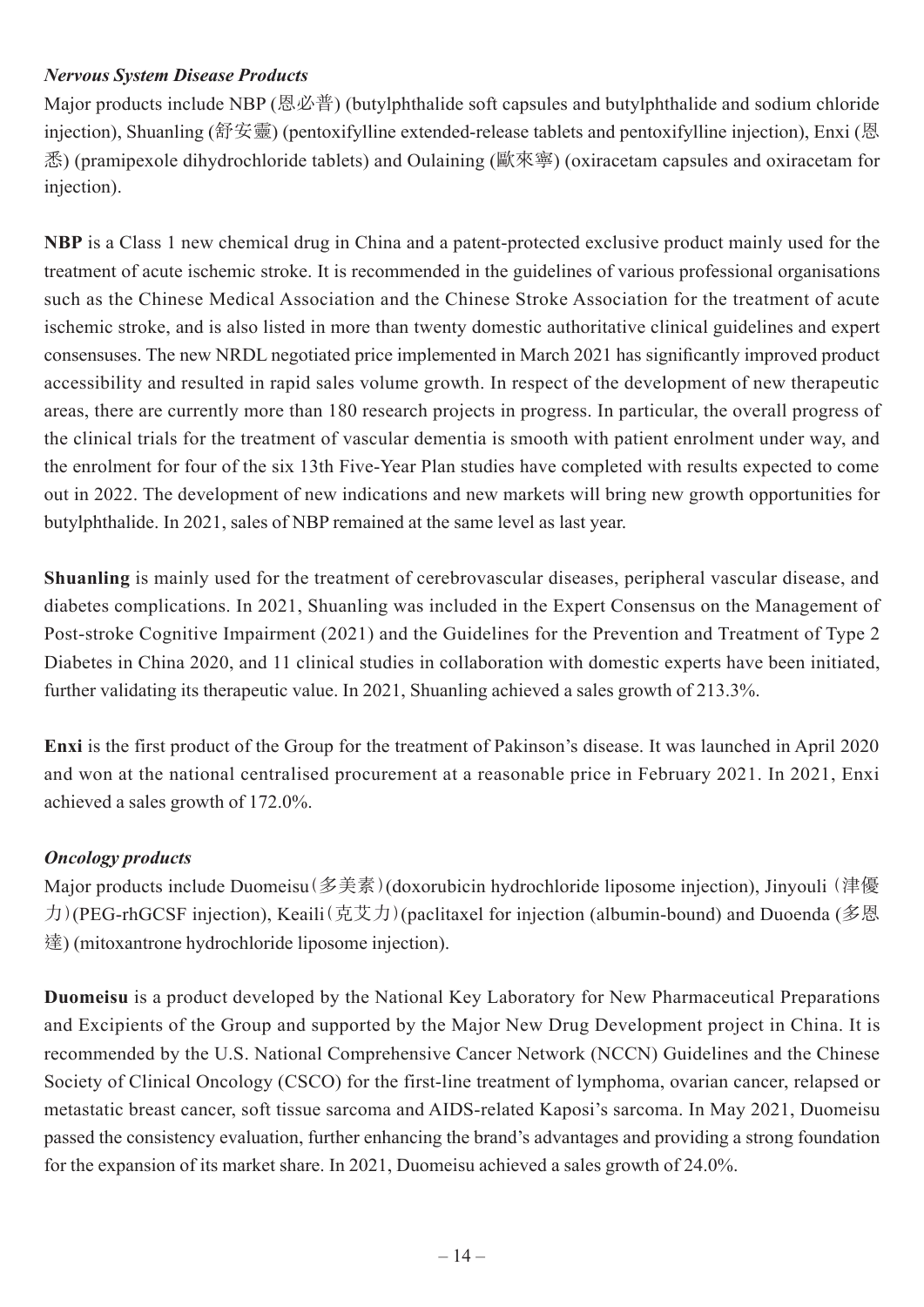### *Nervous System Disease Products*

Major products include NBP (恩必普) (butylphthalide soft capsules and butylphthalide and sodium chloride injection), Shuanling (舒安靈) (pentoxifylline extended-release tablets and pentoxifylline injection), Enxi (恩悉) (pramipexole dihydrochloride tablets) and Oulaining (歐來寧) (oxiracetam capsules and oxiracetam for injection).

**NBP** is a Class 1 new chemical drug in China and a patent-protected exclusive product mainly used for the treatment of acute ischemic stroke. It is recommended in the guidelines of various professional organisations such as the Chinese Medical Association and the Chinese Stroke Association for the treatment of acute ischemic stroke, and is also listed in more than twenty domestic authoritative clinical guidelines and expert consensuses. The new NRDL negotiated price implemented in March 2021 has significantly improved product accessibility and resulted in rapid sales volume growth. In respect of the development of new therapeutic areas, there are currently more than 180 research projects in progress. In particular, the overall progress of the clinical trials for the treatment of vascular dementia is smooth with patient enrolment under way, and the enrolment for four of the six 13th Five-Year Plan studies have completed with results expected to come out in 2022. The development of new indications and new markets will bring new growth opportunities for butylphthalide. In 2021, sales of NBP remained at the same level as last year.

**Shuanling** is mainly used for the treatment of cerebrovascular diseases, peripheral vascular disease, and diabetes complications. In 2021, Shuanling was included in the Expert Consensus on the Management of Post-stroke Cognitive Impairment (2021) and the Guidelines for the Prevention and Treatment of Type 2 Diabetes in China 2020, and 11 clinical studies in collaboration with domestic experts have been initiated, further validating its therapeutic value. In 2021, Shuanling achieved a sales growth of 213.3%.

**Enxi** is the first product of the Group for the treatment of Pakinson's disease. It was launched in April 2020 and won at the national centralised procurement at a reasonable price in February 2021. In 2021, Enxi achieved a sales growth of 172.0%.

### *Oncology products*

Major products include Duomeisu (多美素) (doxorubicin hydrochloride liposome injection), Jinyouli (津優力) (PEG-rhGCSF injection), Keaili (克艾力) (paclitaxel for injection (albumin-bound) and Duoenda (多恩達) (mitoxantrone hydrochloride liposome injection).

**Duomeisu** is a product developed by the National Key Laboratory for New Pharmaceutical Preparations and Excipients of the Group and supported by the Major New Drug Development project in China. It is recommended by the U.S. National Comprehensive Cancer Network (NCCN) Guidelines and the Chinese Society of Clinical Oncology (CSCO) for the first-line treatment of lymphoma, ovarian cancer, relapsed or metastatic breast cancer, soft tissue sarcoma and AIDS-related Kaposi's sarcoma. In May 2021, Duomeisu passed the consistency evaluation, further enhancing the brand's advantages and providing a strong foundation for the expansion of its market share. In 2021, Duomeisu achieved a sales growth of 24.0%.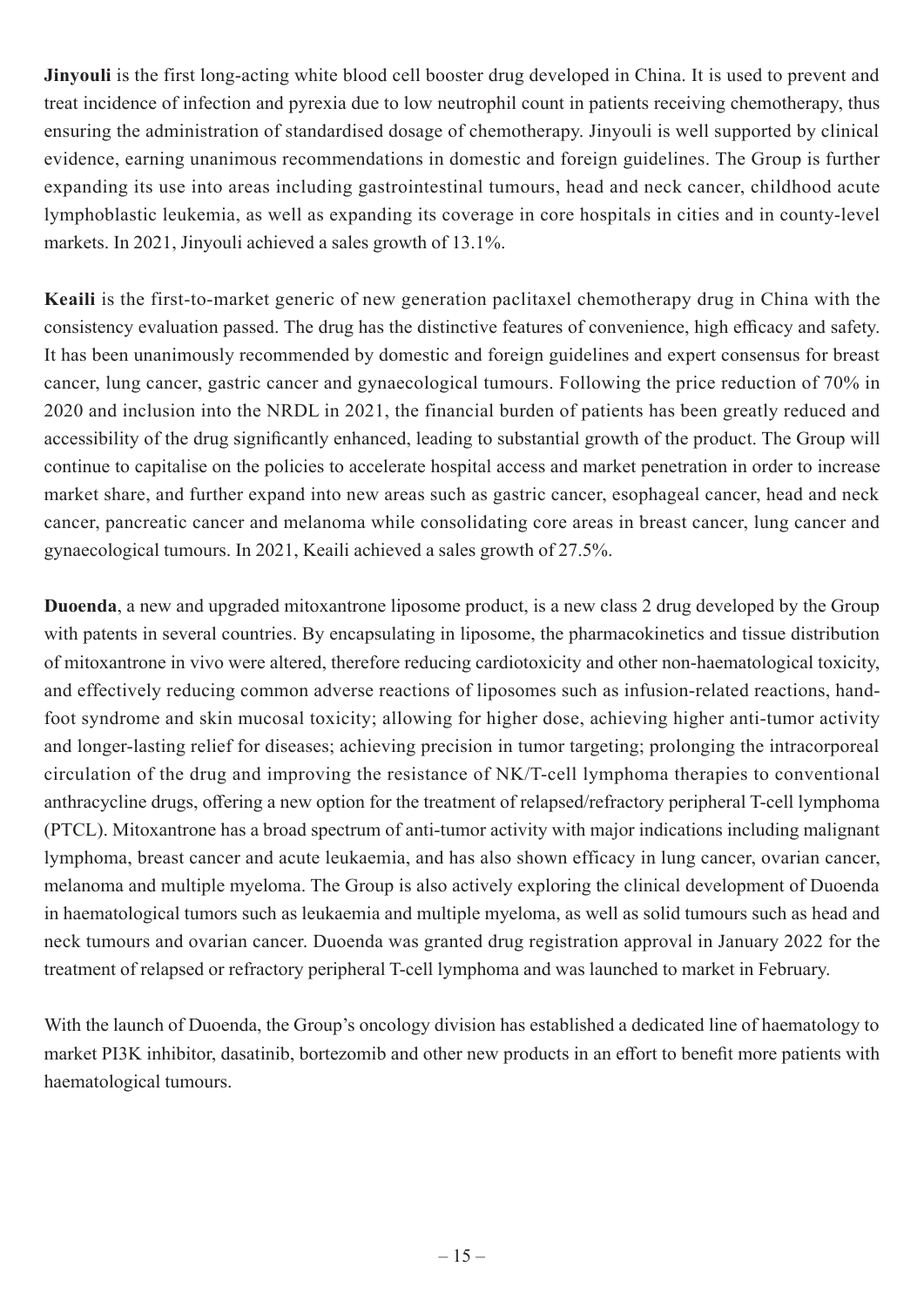**Jinyouli** is the first long-acting white blood cell booster drug developed in China. It is used to prevent and treat incidence of infection and pyrexia due to low neutrophil count in patients receiving chemotherapy, thus ensuring the administration of standardised dosage of chemotherapy. Jinyouli is well supported by clinical evidence, earning unanimous recommendations in domestic and foreign guidelines. The Group is further expanding its use into areas including gastrointestinal tumours, head and neck cancer, childhood acute lymphoblastic leukemia, as well as expanding its coverage in core hospitals in cities and in county-level markets. In 2021, Jinyouli achieved a sales growth of 13.1%.

**Keaili** is the first-to-market generic of new generation paclitaxel chemotherapy drug in China with the consistency evaluation passed. The drug has the distinctive features of convenience, high efficacy and safety. It has been unanimously recommended by domestic and foreign guidelines and expert consensus for breast cancer, lung cancer, gastric cancer and gynaecological tumours. Following the price reduction of 70% in 2020 and inclusion into the NRDL in 2021, the financial burden of patients has been greatly reduced and accessibility of the drug significantly enhanced, leading to substantial growth of the product. The Group will continue to capitalise on the policies to accelerate hospital access and market penetration in order to increase market share, and further expand into new areas such as gastric cancer, esophageal cancer, head and neck cancer, pancreatic cancer and melanoma while consolidating core areas in breast cancer, lung cancer and gynaecological tumours. In 2021, Keaili achieved a sales growth of 27.5%.

**Duoenda**, a new and upgraded mitoxantrone liposome product, is a new class 2 drug developed by the Group with patents in several countries. By encapsulating in liposome, the pharmacokinetics and tissue distribution of mitoxantrone in vivo were altered, therefore reducing cardiotoxicity and other non-haematological toxicity, and effectively reducing common adverse reactions of liposomes such as infusion-related reactions, hand-foot syndrome and skin mucosal toxicity; allowing for higher dose, achieving higher anti-tumor activity and longer-lasting relief for diseases; achieving precision in tumor targeting; prolonging the intracorporeal circulation of the drug and improving the resistance of NK/T-cell lymphoma therapies to conventional anthracycline drugs, offering a new option for the treatment of relapsed/refractory peripheral T-cell lymphoma (PTCL). Mitoxantrone has a broad spectrum of anti-tumor activity with major indications including malignant lymphoma, breast cancer and acute leukaemia, and has also shown efficacy in lung cancer, ovarian cancer, melanoma and multiple myeloma. The Group is also actively exploring the clinical development of Duoenda in haematological tumors such as leukaemia and multiple myeloma, as well as solid tumours such as head and neck tumours and ovarian cancer. Duoenda was granted drug registration approval in January 2022 for the treatment of relapsed or refractory peripheral T-cell lymphoma and was launched to market in February.

With the launch of Duoenda, the Group's oncology division has established a dedicated line of haematology to market PI3K inhibitor, dasatinib, bortezomib and other new products in an effort to benefit more patients with haematological tumours.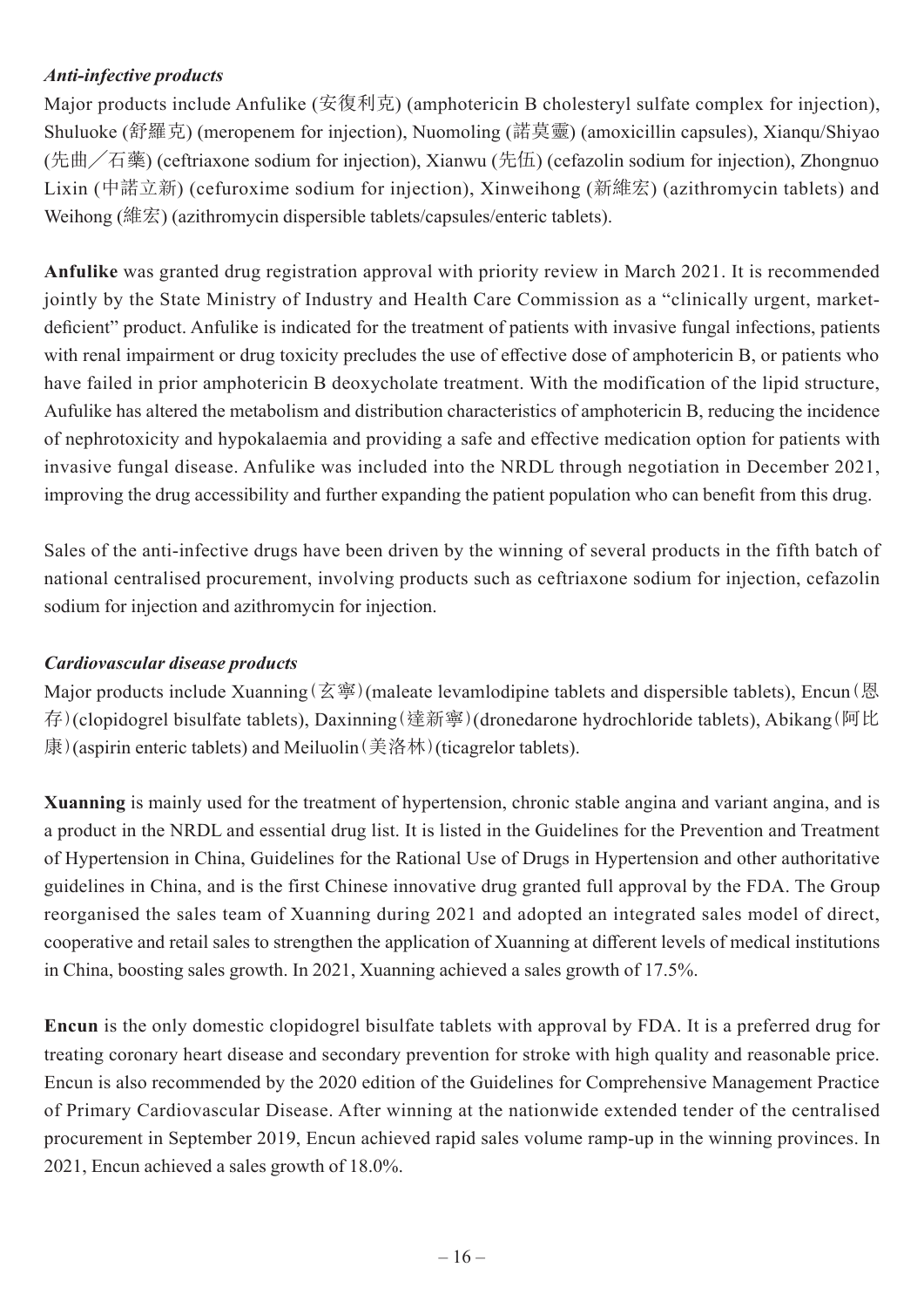### *Anti-infective products*

Major products include Anfulike (安復利克) (amphotericin B cholesteryl sulfate complex for injection), Shuluoke (舒羅克) (meropenem for injection), Nuomoling (諾莫靈) (amoxicillin capsules), Xianqu/Shiyao (先曲／石藥) (ceftriaxone sodium for injection), Xianwu (先伍) (cefazolin sodium for injection), Zhongnuo Lixin (中諾立新) (cefuroxime sodium for injection), Xinweihong (新維宏) (azithromycin tablets) and Weihong (維宏) (azithromycin dispersible tablets/capsules/enteric tablets).

**Anfulike** was granted drug registration approval with priority review in March 2021. It is recommended jointly by the State Ministry of Industry and Health Care Commission as a "clinically urgent, market-deficient" product. Anfulike is indicated for the treatment of patients with invasive fungal infections, patients with renal impairment or drug toxicity precludes the use of effective dose of amphotericin B, or patients who have failed in prior amphotericin B deoxycholate treatment. With the modification of the lipid structure, Aufulike has altered the metabolism and distribution characteristics of amphotericin B, reducing the incidence of nephrotoxicity and hypokalaemia and providing a safe and effective medication option for patients with invasive fungal disease. Anfulike was included into the NRDL through negotiation in December 2021, improving the drug accessibility and further expanding the patient population who can benefit from this drug.

Sales of the anti-infective drugs have been driven by the winning of several products in the fifth batch of national centralised procurement, involving products such as ceftriaxone sodium for injection, cefazolin sodium for injection and azithromycin for injection.

### *Cardiovascular disease products*

Major products include Xuanning (玄寧) (maleate levamlodipine tablets and dispersible tablets), Encun (恩存) (clopidogrel bisulfate tablets), Daxinning (達新寧) (dronedarone hydrochloride tablets), Abikang (阿比康) (aspirin enteric tablets) and Meiluolin (美洛林) (ticagrelor tablets).

**Xuanning** is mainly used for the treatment of hypertension, chronic stable angina and variant angina, and is a product in the NRDL and essential drug list. It is listed in the Guidelines for the Prevention and Treatment of Hypertension in China, Guidelines for the Rational Use of Drugs in Hypertension and other authoritative guidelines in China, and is the first Chinese innovative drug granted full approval by the FDA. The Group reorganised the sales team of Xuanning during 2021 and adopted an integrated sales model of direct, cooperative and retail sales to strengthen the application of Xuanning at different levels of medical institutions in China, boosting sales growth. In 2021, Xuanning achieved a sales growth of 17.5%.

**Encun** is the only domestic clopidogrel bisulfate tablets with approval by FDA. It is a preferred drug for treating coronary heart disease and secondary prevention for stroke with high quality and reasonable price. Encun is also recommended by the 2020 edition of the Guidelines for Comprehensive Management Practice of Primary Cardiovascular Disease. After winning at the nationwide extended tender of the centralised procurement in September 2019, Encun achieved rapid sales volume ramp-up in the winning provinces. In 2021, Encun achieved a sales growth of 18.0%.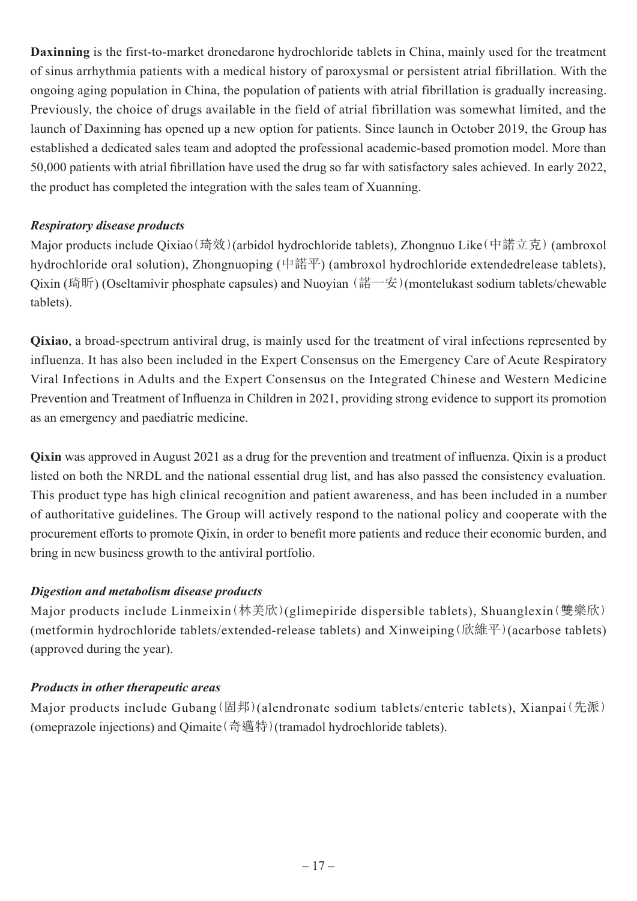**Daxinning** is the first-to-market dronedarone hydrochloride tablets in China, mainly used for the treatment of sinus arrhythmia patients with a medical history of paroxysmal or persistent atrial fibrillation. With the ongoing aging population in China, the population of patients with atrial fibrillation is gradually increasing. Previously, the choice of drugs available in the field of atrial fibrillation was somewhat limited, and the launch of Daxinning has opened up a new option for patients. Since launch in October 2019, the Group has established a dedicated sales team and adopted the professional academic-based promotion model. More than 50,000 patients with atrial fibrillation have used the drug so far with satisfactory sales achieved. In early 2022, the product has completed the integration with the sales team of Xuanning.

***Respiratory disease products***

Major products include Qixiao (琦效) (arbidol hydrochloride tablets), Zhongnuo Like (中諾立克) (ambroxol hydrochloride oral solution), Zhongnuoping (中諾平) (ambroxol hydrochloride extendedrelease tablets), Qixin (琦昕) (Oseltamivir phosphate capsules) and Nuoyian (諾一安) (montelukast sodium tablets/chewable tablets).

**Qixiao**, a broad-spectrum antiviral drug, is mainly used for the treatment of viral infections represented by influenza. It has also been included in the Expert Consensus on the Emergency Care of Acute Respiratory Viral Infections in Adults and the Expert Consensus on the Integrated Chinese and Western Medicine Prevention and Treatment of Influenza in Children in 2021, providing strong evidence to support its promotion as an emergency and paediatric medicine.

**Qixin** was approved in August 2021 as a drug for the prevention and treatment of influenza. Qixin is a product listed on both the NRDL and the national essential drug list, and has also passed the consistency evaluation. This product type has high clinical recognition and patient awareness, and has been included in a number of authoritative guidelines. The Group will actively respond to the national policy and cooperate with the procurement efforts to promote Qixin, in order to benefit more patients and reduce their economic burden, and bring in new business growth to the antiviral portfolio.

***Digestion and metabolism disease products***

Major products include Linmeixin (林美欣) (glimepiride dispersible tablets), Shuanglexin (雙樂欣) (metformin hydrochloride tablets/extended-release tablets) and Xinweiping (欣維平) (acarbose tablets) (approved during the year).

***Products in other therapeutic areas***

Major products include Gubang (固邦) (alendronate sodium tablets/enteric tablets), Xianpai (先派) (omeprazole injections) and Qimaite (奇邁特) (tramadol hydrochloride tablets).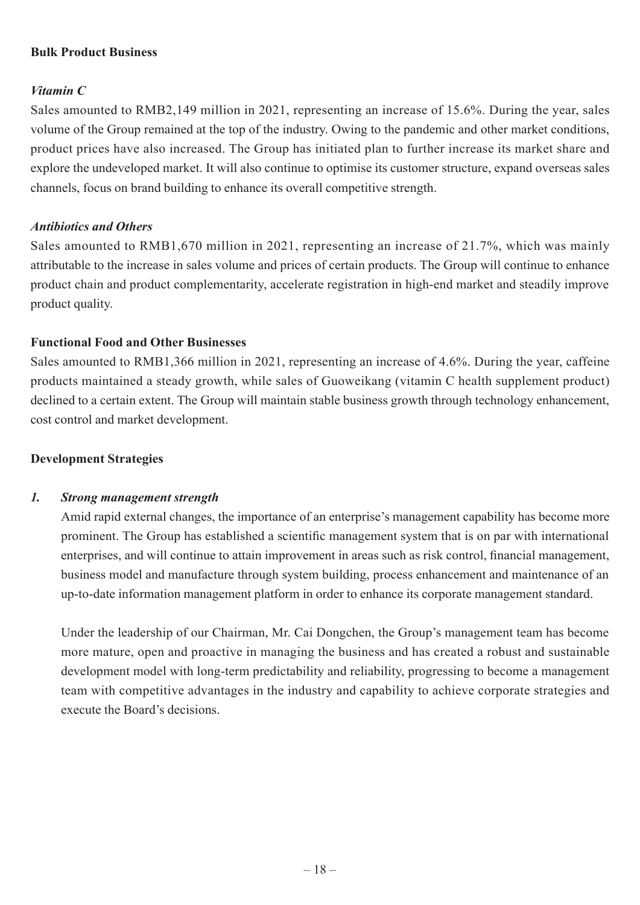## Bulk Product Business

### *Vitamin C*

Sales amounted to RMB2,149 million in 2021, representing an increase of 15.6%. During the year, sales volume of the Group remained at the top of the industry. Owing to the pandemic and other market conditions, product prices have also increased. The Group has initiated plan to further increase its market share and explore the undeveloped market. It will also continue to optimise its customer structure, expand overseas sales channels, focus on brand building to enhance its overall competitive strength.

### *Antibiotics and Others*

Sales amounted to RMB1,670 million in 2021, representing an increase of 21.7%, which was mainly attributable to the increase in sales volume and prices of certain products. The Group will continue to enhance product chain and product complementarity, accelerate registration in high-end market and steadily improve product quality.

## Functional Food and Other Businesses

Sales amounted to RMB1,366 million in 2021, representing an increase of 4.6%. During the year, caffeine products maintained a steady growth, while sales of Guoweikang (vitamin C health supplement product) declined to a certain extent. The Group will maintain stable business growth through technology enhancement, cost control and market development.

## Development Strategies

### *1. Strong management strength*

Amid rapid external changes, the importance of an enterprise's management capability has become more prominent. The Group has established a scientific management system that is on par with international enterprises, and will continue to attain improvement in areas such as risk control, financial management, business model and manufacture through system building, process enhancement and maintenance of an up-to-date information management platform in order to enhance its corporate management standard.

Under the leadership of our Chairman, Mr. Cai Dongchen, the Group's management team has become more mature, open and proactive in managing the business and has created a robust and sustainable development model with long-term predictability and reliability, progressing to become a management team with competitive advantages in the industry and capability to achieve corporate strategies and execute the Board's decisions.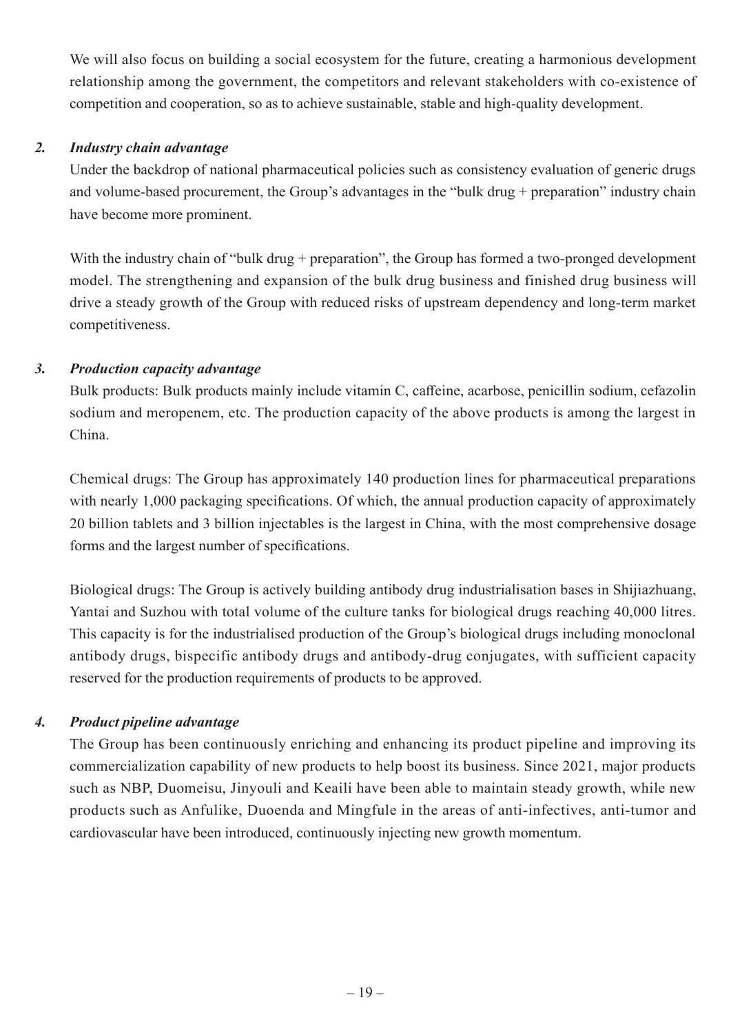We will also focus on building a social ecosystem for the future, creating a harmonious development relationship among the government, the competitors and relevant stakeholders with co-existence of competition and cooperation, so as to achieve sustainable, stable and high-quality development.

### *2. Industry chain advantage*

Under the backdrop of national pharmaceutical policies such as consistency evaluation of generic drugs and volume-based procurement, the Group's advantages in the "bulk drug + preparation" industry chain have become more prominent.

With the industry chain of "bulk drug + preparation", the Group has formed a two-pronged development model. The strengthening and expansion of the bulk drug business and finished drug business will drive a steady growth of the Group with reduced risks of upstream dependency and long-term market competitiveness.

### *3. Production capacity advantage*

Bulk products: Bulk products mainly include vitamin C, caffeine, acarbose, penicillin sodium, cefazolin sodium and meropenem, etc. The production capacity of the above products is among the largest in China.

Chemical drugs: The Group has approximately 140 production lines for pharmaceutical preparations with nearly 1,000 packaging specifications. Of which, the annual production capacity of approximately 20 billion tablets and 3 billion injectables is the largest in China, with the most comprehensive dosage forms and the largest number of specifications.

Biological drugs: The Group is actively building antibody drug industrialisation bases in Shijiazhuang, Yantai and Suzhou with total volume of the culture tanks for biological drugs reaching 40,000 litres. This capacity is for the industrialised production of the Group's biological drugs including monoclonal antibody drugs, bispecific antibody drugs and antibody-drug conjugates, with sufficient capacity reserved for the production requirements of products to be approved.

### *4. Product pipeline advantage*

The Group has been continuously enriching and enhancing its product pipeline and improving its commercialization capability of new products to help boost its business. Since 2021, major products such as NBP, Duomeisu, Jinyouli and Keaili have been able to maintain steady growth, while new products such as Anfulike, Duoenda and Mingfule in the areas of anti-infectives, anti-tumor and cardiovascular have been introduced, continuously injecting new growth momentum.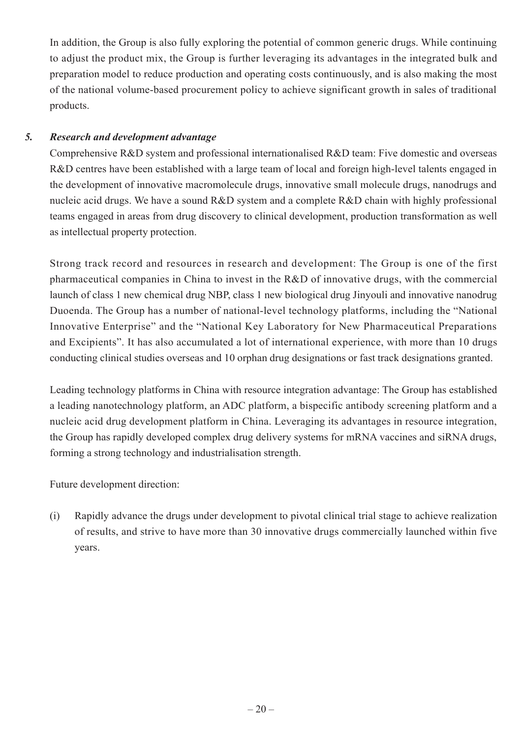In addition, the Group is also fully exploring the potential of common generic drugs. While continuing to adjust the product mix, the Group is further leveraging its advantages in the integrated bulk and preparation model to reduce production and operating costs continuously, and is also making the most of the national volume-based procurement policy to achieve significant growth in sales of traditional products.

### *5. Research and development advantage*

Comprehensive R&D system and professional internationalised R&D team: Five domestic and overseas R&D centres have been established with a large team of local and foreign high-level talents engaged in the development of innovative macromolecule drugs, innovative small molecule drugs, nanodrugs and nucleic acid drugs. We have a sound R&D system and a complete R&D chain with highly professional teams engaged in areas from drug discovery to clinical development, production transformation as well as intellectual property protection.

Strong track record and resources in research and development: The Group is one of the first pharmaceutical companies in China to invest in the R&D of innovative drugs, with the commercial launch of class 1 new chemical drug NBP, class 1 new biological drug Jinyouli and innovative nanodrug Duoenda. The Group has a number of national-level technology platforms, including the "National Innovative Enterprise" and the "National Key Laboratory for New Pharmaceutical Preparations and Excipients". It has also accumulated a lot of international experience, with more than 10 drugs conducting clinical studies overseas and 10 orphan drug designations or fast track designations granted.

Leading technology platforms in China with resource integration advantage: The Group has established a leading nanotechnology platform, an ADC platform, a bispecific antibody screening platform and a nucleic acid drug development platform in China. Leveraging its advantages in resource integration, the Group has rapidly developed complex drug delivery systems for mRNA vaccines and siRNA drugs, forming a strong technology and industrialisation strength.

Future development direction:

(i) Rapidly advance the drugs under development to pivotal clinical trial stage to achieve realization of results, and strive to have more than 30 innovative drugs commercially launched within five years.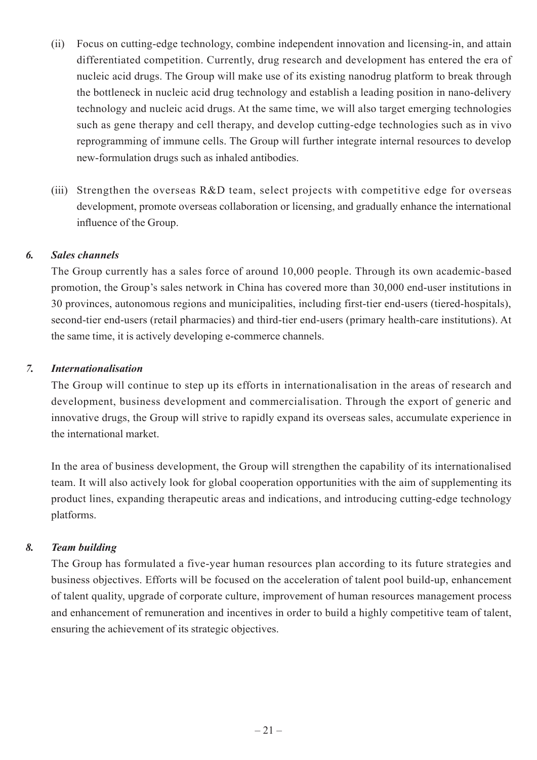(ii) Focus on cutting-edge technology, combine independent innovation and licensing-in, and attain differentiated competition. Currently, drug research and development has entered the era of nucleic acid drugs. The Group will make use of its existing nanodrug platform to break through the bottleneck in nucleic acid drug technology and establish a leading position in nano-delivery technology and nucleic acid drugs. At the same time, we will also target emerging technologies such as gene therapy and cell therapy, and develop cutting-edge technologies such as in vivo reprogramming of immune cells. The Group will further integrate internal resources to develop new-formulation drugs such as inhaled antibodies.

(iii) Strengthen the overseas R&D team, select projects with competitive edge for overseas development, promote overseas collaboration or licensing, and gradually enhance the international influence of the Group.

### *6. Sales channels*

The Group currently has a sales force of around 10,000 people. Through its own academic-based promotion, the Group's sales network in China has covered more than 30,000 end-user institutions in 30 provinces, autonomous regions and municipalities, including first-tier end-users (tiered-hospitals), second-tier end-users (retail pharmacies) and third-tier end-users (primary health-care institutions). At the same time, it is actively developing e-commerce channels.

### *7. Internationalisation*

The Group will continue to step up its efforts in internationalisation in the areas of research and development, business development and commercialisation. Through the export of generic and innovative drugs, the Group will strive to rapidly expand its overseas sales, accumulate experience in the international market.

In the area of business development, the Group will strengthen the capability of its internationalised team. It will also actively look for global cooperation opportunities with the aim of supplementing its product lines, expanding therapeutic areas and indications, and introducing cutting-edge technology platforms.

### *8. Team building*

The Group has formulated a five-year human resources plan according to its future strategies and business objectives. Efforts will be focused on the acceleration of talent pool build-up, enhancement of talent quality, upgrade of corporate culture, improvement of human resources management process and enhancement of remuneration and incentives in order to build a highly competitive team of talent, ensuring the achievement of its strategic objectives.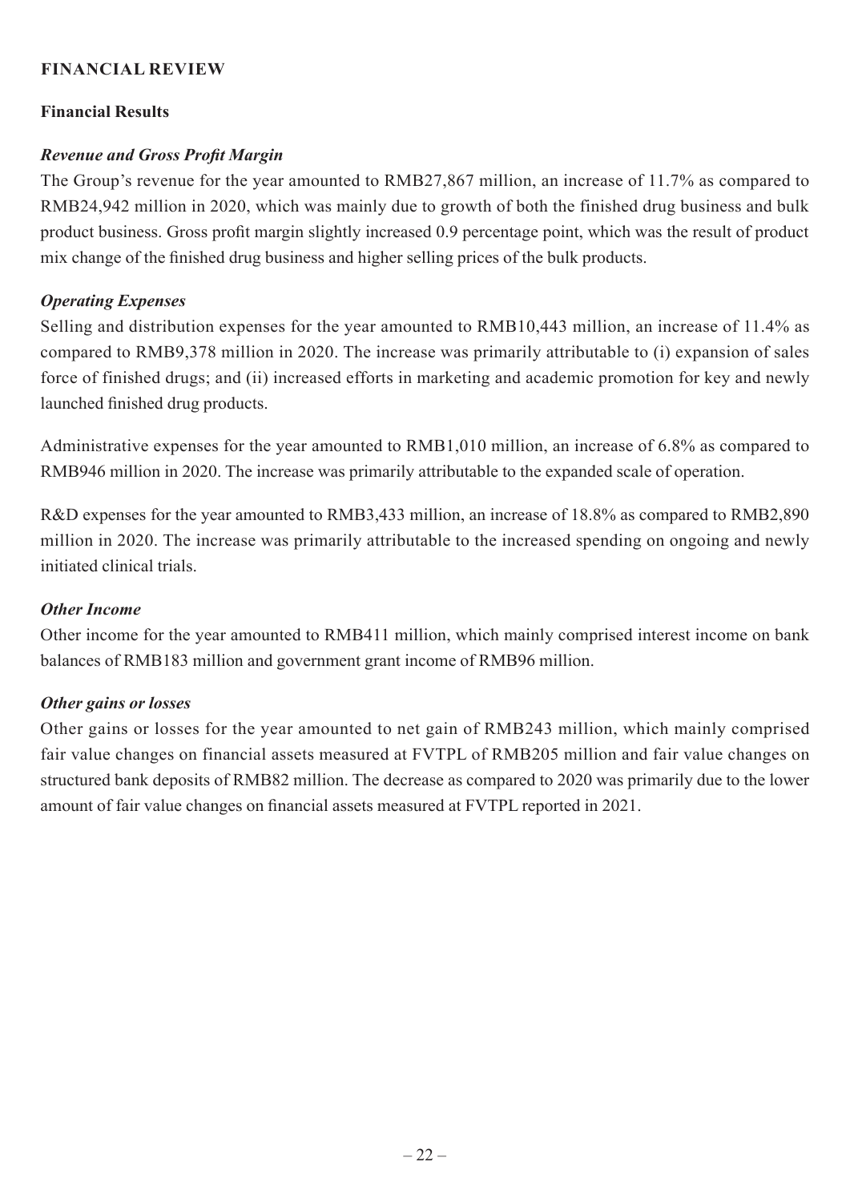## FINANCIAL REVIEW

### Financial Results

#### *Revenue and Gross Profit Margin*

The Group's revenue for the year amounted to RMB27,867 million, an increase of 11.7% as compared to RMB24,942 million in 2020, which was mainly due to growth of both the finished drug business and bulk product business. Gross profit margin slightly increased 0.9 percentage point, which was the result of product mix change of the finished drug business and higher selling prices of the bulk products.

#### *Operating Expenses*

Selling and distribution expenses for the year amounted to RMB10,443 million, an increase of 11.4% as compared to RMB9,378 million in 2020. The increase was primarily attributable to (i) expansion of sales force of finished drugs; and (ii) increased efforts in marketing and academic promotion for key and newly launched finished drug products.

Administrative expenses for the year amounted to RMB1,010 million, an increase of 6.8% as compared to RMB946 million in 2020. The increase was primarily attributable to the expanded scale of operation.

R&D expenses for the year amounted to RMB3,433 million, an increase of 18.8% as compared to RMB2,890 million in 2020. The increase was primarily attributable to the increased spending on ongoing and newly initiated clinical trials.

#### *Other Income*

Other income for the year amounted to RMB411 million, which mainly comprised interest income on bank balances of RMB183 million and government grant income of RMB96 million.

#### *Other gains or losses*

Other gains or losses for the year amounted to net gain of RMB243 million, which mainly comprised fair value changes on financial assets measured at FVTPL of RMB205 million and fair value changes on structured bank deposits of RMB82 million. The decrease as compared to 2020 was primarily due to the lower amount of fair value changes on financial assets measured at FVTPL reported in 2021.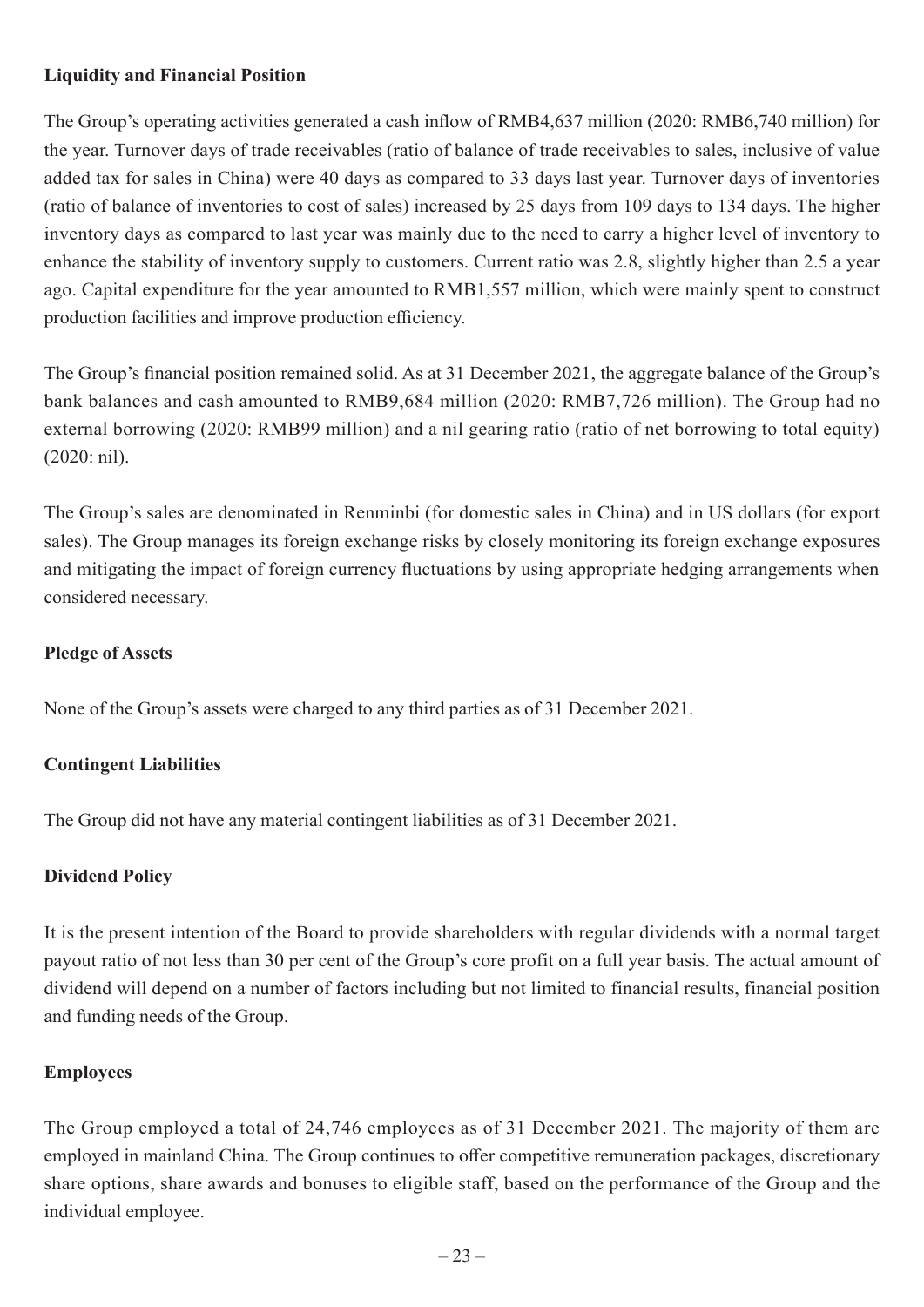**Liquidity and Financial Position**

The Group's operating activities generated a cash inflow of RMB4,637 million (2020: RMB6,740 million) for the year. Turnover days of trade receivables (ratio of balance of trade receivables to sales, inclusive of value added tax for sales in China) were 40 days as compared to 33 days last year. Turnover days of inventories (ratio of balance of inventories to cost of sales) increased by 25 days from 109 days to 134 days. The higher inventory days as compared to last year was mainly due to the need to carry a higher level of inventory to enhance the stability of inventory supply to customers. Current ratio was 2.8, slightly higher than 2.5 a year ago. Capital expenditure for the year amounted to RMB1,557 million, which were mainly spent to construct production facilities and improve production efficiency.

The Group's financial position remained solid. As at 31 December 2021, the aggregate balance of the Group's bank balances and cash amounted to RMB9,684 million (2020: RMB7,726 million). The Group had no external borrowing (2020: RMB99 million) and a nil gearing ratio (ratio of net borrowing to total equity) (2020: nil).

The Group's sales are denominated in Renminbi (for domestic sales in China) and in US dollars (for export sales). The Group manages its foreign exchange risks by closely monitoring its foreign exchange exposures and mitigating the impact of foreign currency fluctuations by using appropriate hedging arrangements when considered necessary.

**Pledge of Assets**

None of the Group's assets were charged to any third parties as of 31 December 2021.

**Contingent Liabilities**

The Group did not have any material contingent liabilities as of 31 December 2021.

**Dividend Policy**

It is the present intention of the Board to provide shareholders with regular dividends with a normal target payout ratio of not less than 30 per cent of the Group's core profit on a full year basis. The actual amount of dividend will depend on a number of factors including but not limited to financial results, financial position and funding needs of the Group.

**Employees**

The Group employed a total of 24,746 employees as of 31 December 2021. The majority of them are employed in mainland China. The Group continues to offer competitive remuneration packages, discretionary share options, share awards and bonuses to eligible staff, based on the performance of the Group and the individual employee.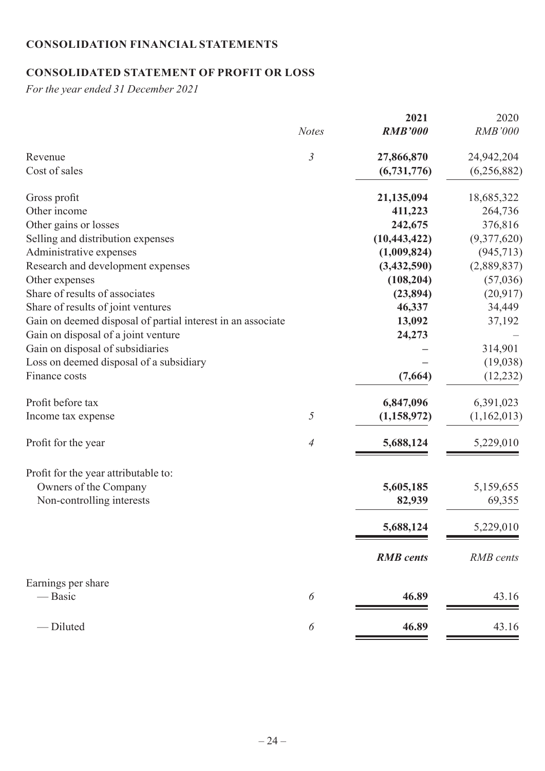## CONSOLIDATION FINANCIAL STATEMENTS

## CONSOLIDATED STATEMENT OF PROFIT OR LOSS

*For the year ended 31 December 2021*

| | *Notes* | **2021** | 2020 |
|---|---|---|---|
| | | ***RMB'000*** | *RMB'000* |
| Revenue | *3* | **27,866,870** | 24,942,204 |
| Cost of sales | | **(6,731,776)** | (6,256,882) |
| Gross profit | | **21,135,094** | 18,685,322 |
| Other income | | **411,223** | 264,736 |
| Other gains or losses | | **242,675** | 376,816 |
| Selling and distribution expenses | | **(10,443,422)** | (9,377,620) |
| Administrative expenses | | **(1,009,824)** | (945,713) |
| Research and development expenses | | **(3,432,590)** | (2,889,837) |
| Other expenses | | **(108,204)** | (57,036) |
| Share of results of associates | | **(23,894)** | (20,917) |
| Share of results of joint ventures | | **46,337** | 34,449 |
| Gain on deemed disposal of partial interest in an associate | | **13,092** | 37,192 |
| Gain on disposal of a joint venture | | **24,273** | – |
| Gain on disposal of subsidiaries | | **–** | 314,901 |
| Loss on deemed disposal of a subsidiary | | **–** | (19,038) |
| Finance costs | | **(7,664)** | (12,232) |
| Profit before tax | | **6,847,096** | 6,391,023 |
| Income tax expense | *5* | **(1,158,972)** | (1,162,013) |
| Profit for the year | *4* | **5,688,124** | 5,229,010 |
| Profit for the year attributable to: | | | |
| Owners of the Company | | **5,605,185** | 5,159,655 |
| Non-controlling interests | | **82,939** | 69,355 |
| | | **5,688,124** | 5,229,010 |
| | | ***RMB cents*** | *RMB cents* |
| Earnings per share | | | |
| — Basic | *6* | **46.89** | 43.16 |
| — Diluted | *6* | **46.89** | 43.16 |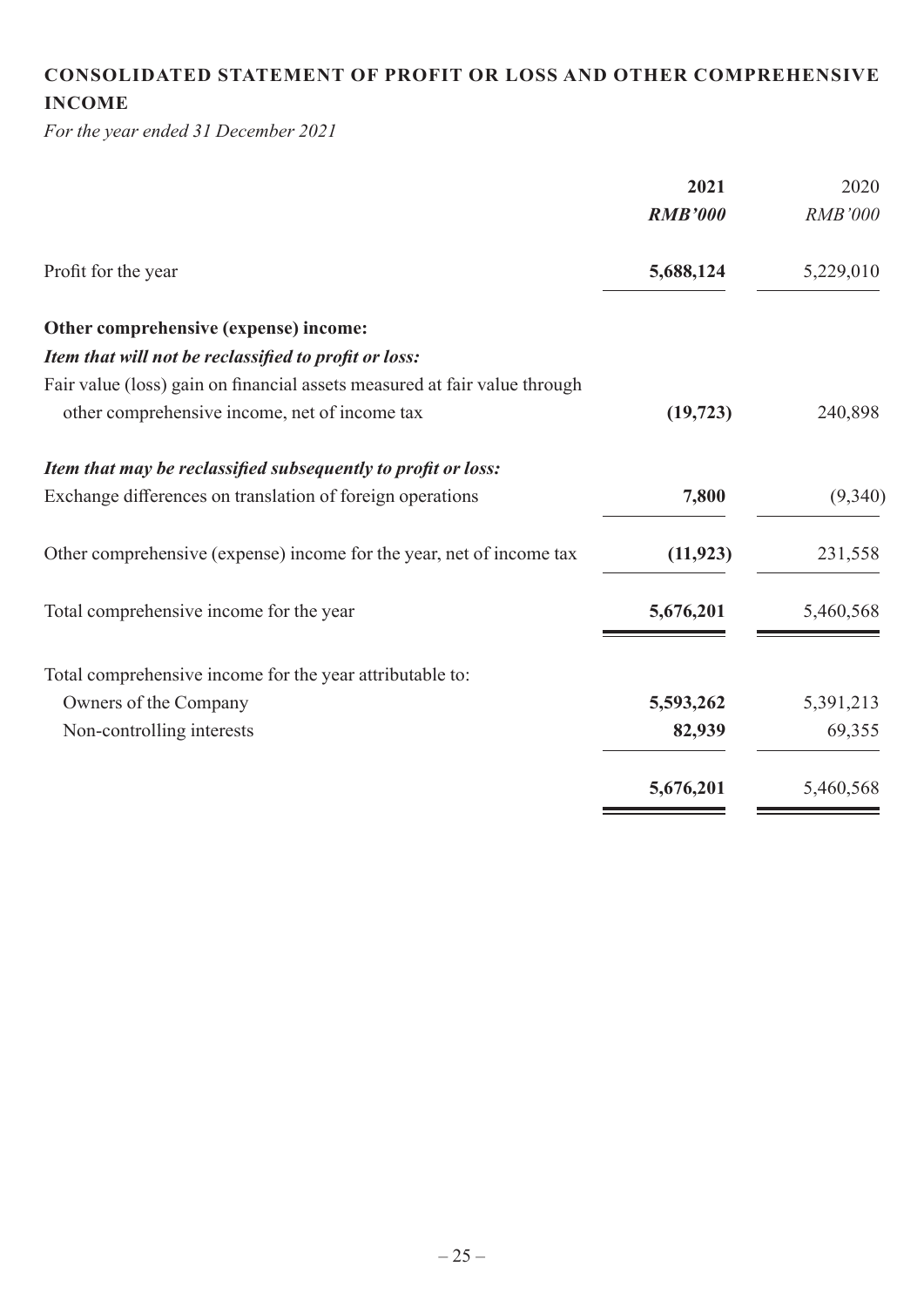## CONSOLIDATED STATEMENT OF PROFIT OR LOSS AND OTHER COMPREHENSIVE INCOME

*For the year ended 31 December 2021*

| | **2021** | 2020 |
|---|---|---|
| | ***RMB'000*** | *RMB'000* |
| Profit for the year | **5,688,124** | 5,229,010 |
| **Other comprehensive (expense) income:** | | |
| ***Item that will not be reclassified to profit or loss:*** | | |
| Fair value (loss) gain on financial assets measured at fair value through other comprehensive income, net of income tax | **(19,723)** | 240,898 |
| ***Item that may be reclassified subsequently to profit or loss:*** | | |
| Exchange differences on translation of foreign operations | **7,800** | (9,340) |
| Other comprehensive (expense) income for the year, net of income tax | **(11,923)** | 231,558 |
| Total comprehensive income for the year | **5,676,201** | 5,460,568 |
| Total comprehensive income for the year attributable to: | | |
| Owners of the Company | **5,593,262** | 5,391,213 |
| Non-controlling interests | **82,939** | 69,355 |
| | **5,676,201** | 5,460,568 |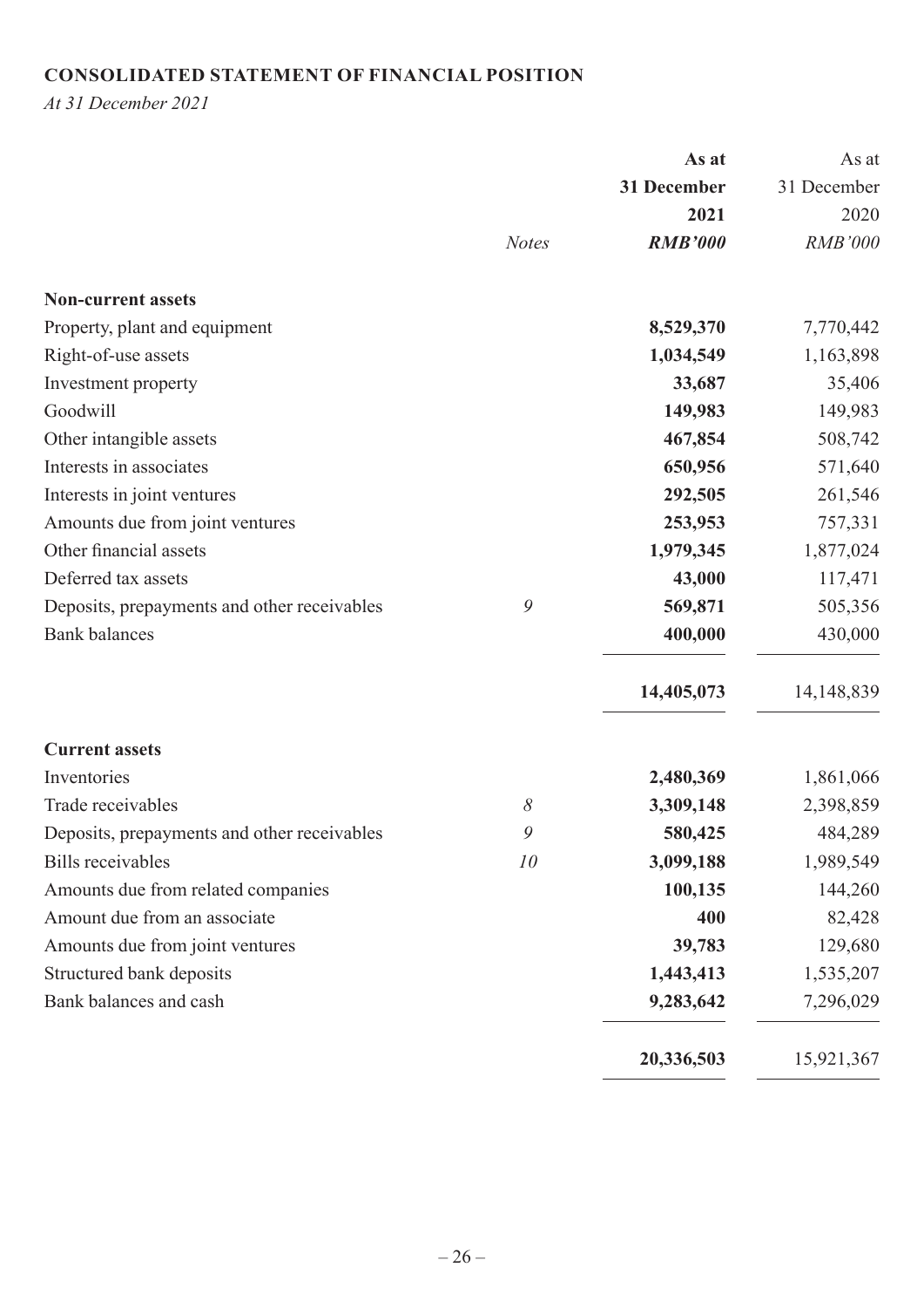## CONSOLIDATED STATEMENT OF FINANCIAL POSITION

*At 31 December 2021*

| | *Notes* | **As at 31 December 2021** ***RMB'000*** | As at 31 December 2020 *RMB'000* |
|---|---|---|---|
| **Non-current assets** | | | |
| Property, plant and equipment | | **8,529,370** | 7,770,442 |
| Right-of-use assets | | **1,034,549** | 1,163,898 |
| Investment property | | **33,687** | 35,406 |
| Goodwill | | **149,983** | 149,983 |
| Other intangible assets | | **467,854** | 508,742 |
| Interests in associates | | **650,956** | 571,640 |
| Interests in joint ventures | | **292,505** | 261,546 |
| Amounts due from joint ventures | | **253,953** | 757,331 |
| Other financial assets | | **1,979,345** | 1,877,024 |
| Deferred tax assets | | **43,000** | 117,471 |
| Deposits, prepayments and other receivables | *9* | **569,871** | 505,356 |
| Bank balances | | **400,000** | 430,000 |
| | | **14,405,073** | 14,148,839 |
| **Current assets** | | | |
| Inventories | | **2,480,369** | 1,861,066 |
| Trade receivables | *8* | **3,309,148** | 2,398,859 |
| Deposits, prepayments and other receivables | *9* | **580,425** | 484,289 |
| Bills receivables | *10* | **3,099,188** | 1,989,549 |
| Amounts due from related companies | | **100,135** | 144,260 |
| Amount due from an associate | | **400** | 82,428 |
| Amounts due from joint ventures | | **39,783** | 129,680 |
| Structured bank deposits | | **1,443,413** | 1,535,207 |
| Bank balances and cash | | **9,283,642** | 7,296,029 |
| | | **20,336,503** | 15,921,367 |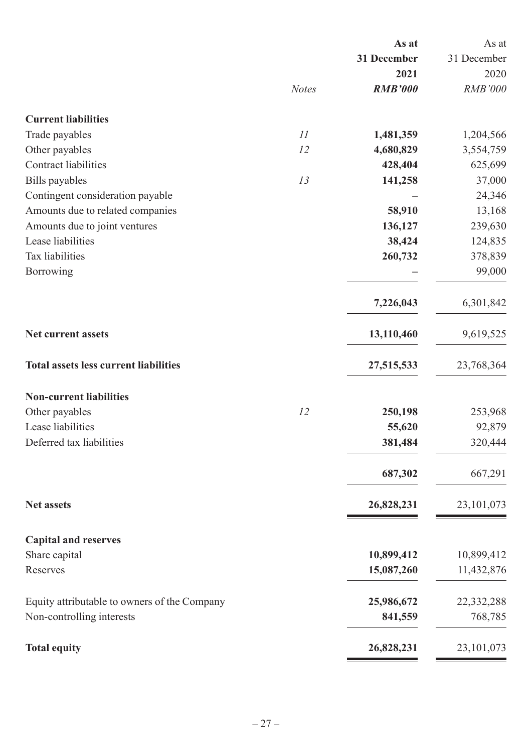| | Notes | **As at 31 December 2021** *RMB'000* | As at 31 December 2020 *RMB'000* |
|---|---|---|---|
| **Current liabilities** | | | |
| Trade payables | *11* | **1,481,359** | 1,204,566 |
| Other payables | *12* | **4,680,829** | 3,554,759 |
| Contract liabilities | | **428,404** | 625,699 |
| Bills payables | *13* | **141,258** | 37,000 |
| Contingent consideration payable | | **–** | 24,346 |
| Amounts due to related companies | | **58,910** | 13,168 |
| Amounts due to joint ventures | | **136,127** | 239,630 |
| Lease liabilities | | **38,424** | 124,835 |
| Tax liabilities | | **260,732** | 378,839 |
| Borrowing | | **–** | 99,000 |
| | | **7,226,043** | 6,301,842 |
| **Net current assets** | | **13,110,460** | 9,619,525 |
| **Total assets less current liabilities** | | **27,515,533** | 23,768,364 |
| **Non-current liabilities** | | | |
| Other payables | *12* | **250,198** | 253,968 |
| Lease liabilities | | **55,620** | 92,879 |
| Deferred tax liabilities | | **381,484** | 320,444 |
| | | **687,302** | 667,291 |
| **Net assets** | | **26,828,231** | 23,101,073 |
| **Capital and reserves** | | | |
| Share capital | | **10,899,412** | 10,899,412 |
| Reserves | | **15,087,260** | 11,432,876 |
| Equity attributable to owners of the Company | | **25,986,672** | 22,332,288 |
| Non-controlling interests | | **841,559** | 768,785 |
| **Total equity** | | **26,828,231** | 23,101,073 |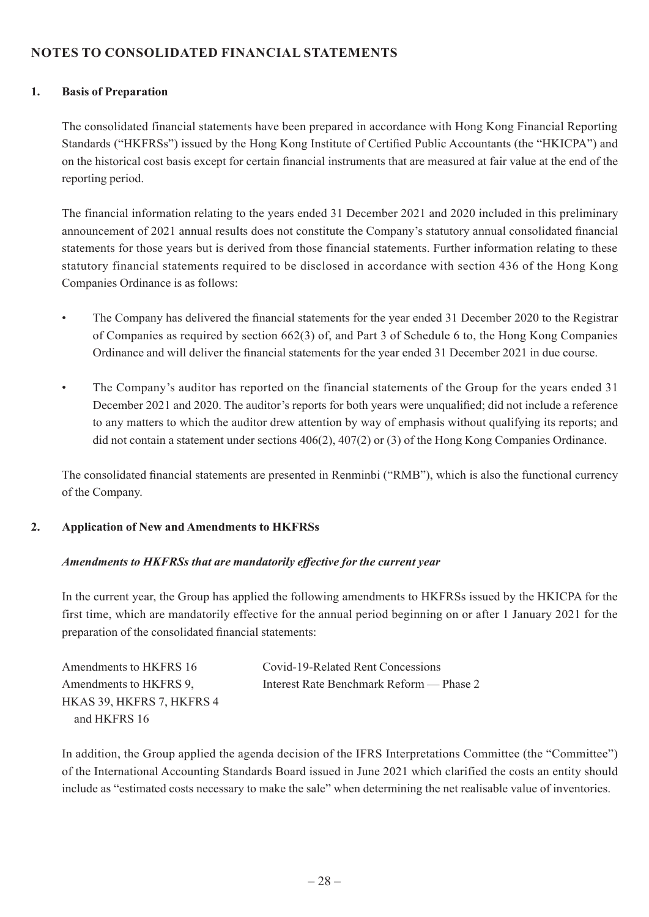## NOTES TO CONSOLIDATED FINANCIAL STATEMENTS

### 1. Basis of Preparation

The consolidated financial statements have been prepared in accordance with Hong Kong Financial Reporting Standards ("HKFRSs") issued by the Hong Kong Institute of Certified Public Accountants (the "HKICPA") and on the historical cost basis except for certain financial instruments that are measured at fair value at the end of the reporting period.

The financial information relating to the years ended 31 December 2021 and 2020 included in this preliminary announcement of 2021 annual results does not constitute the Company's statutory annual consolidated financial statements for those years but is derived from those financial statements. Further information relating to these statutory financial statements required to be disclosed in accordance with section 436 of the Hong Kong Companies Ordinance is as follows:

- The Company has delivered the financial statements for the year ended 31 December 2020 to the Registrar of Companies as required by section 662(3) of, and Part 3 of Schedule 6 to, the Hong Kong Companies Ordinance and will deliver the financial statements for the year ended 31 December 2021 in due course.
- The Company's auditor has reported on the financial statements of the Group for the years ended 31 December 2021 and 2020. The auditor's reports for both years were unqualified; did not include a reference to any matters to which the auditor drew attention by way of emphasis without qualifying its reports; and did not contain a statement under sections 406(2), 407(2) or (3) of the Hong Kong Companies Ordinance.

The consolidated financial statements are presented in Renminbi ("RMB"), which is also the functional currency of the Company.

### 2. Application of New and Amendments to HKFRSs

***Amendments to HKFRSs that are mandatorily effective for the current year***

In the current year, the Group has applied the following amendments to HKFRSs issued by the HKICPA for the first time, which are mandatorily effective for the annual period beginning on or after 1 January 2021 for the preparation of the consolidated financial statements:

| | |
|---|---|
| Amendments to HKFRS 16 | Covid-19-Related Rent Concessions |
| Amendments to HKFRS 9, HKAS 39, HKFRS 7, HKFRS 4 and HKFRS 16 | Interest Rate Benchmark Reform — Phase 2 |

In addition, the Group applied the agenda decision of the IFRS Interpretations Committee (the "Committee") of the International Accounting Standards Board issued in June 2021 which clarified the costs an entity should include as "estimated costs necessary to make the sale" when determining the net realisable value of inventories.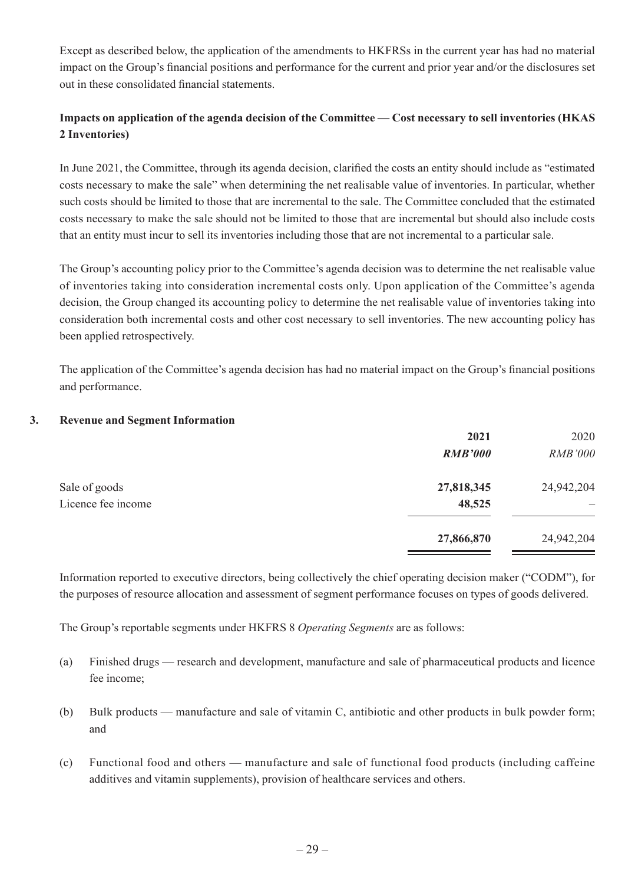Except as described below, the application of the amendments to HKFRSs in the current year has had no material impact on the Group's financial positions and performance for the current and prior year and/or the disclosures set out in these consolidated financial statements.

**Impacts on application of the agenda decision of the Committee — Cost necessary to sell inventories (HKAS 2 Inventories)**

In June 2021, the Committee, through its agenda decision, clarified the costs an entity should include as "estimated costs necessary to make the sale" when determining the net realisable value of inventories. In particular, whether such costs should be limited to those that are incremental to the sale. The Committee concluded that the estimated costs necessary to make the sale should not be limited to those that are incremental but should also include costs that an entity must incur to sell its inventories including those that are not incremental to a particular sale.

The Group's accounting policy prior to the Committee's agenda decision was to determine the net realisable value of inventories taking into consideration incremental costs only. Upon application of the Committee's agenda decision, the Group changed its accounting policy to determine the net realisable value of inventories taking into consideration both incremental costs and other cost necessary to sell inventories. The new accounting policy has been applied retrospectively.

The application of the Committee's agenda decision has had no material impact on the Group's financial positions and performance.

## 3. Revenue and Segment Information

| | **2021** | 2020 |
|---|---|---|
| | ***RMB'000*** | *RMB'000* |
| Sale of goods | **27,818,345** | 24,942,204 |
| Licence fee income | **48,525** | – |
| | **27,866,870** | 24,942,204 |

Information reported to executive directors, being collectively the chief operating decision maker ("CODM"), for the purposes of resource allocation and assessment of segment performance focuses on types of goods delivered.

The Group's reportable segments under HKFRS 8 *Operating Segments* are as follows:

(a) Finished drugs — research and development, manufacture and sale of pharmaceutical products and licence fee income;

(b) Bulk products — manufacture and sale of vitamin C, antibiotic and other products in bulk powder form; and

(c) Functional food and others — manufacture and sale of functional food products (including caffeine additives and vitamin supplements), provision of healthcare services and others.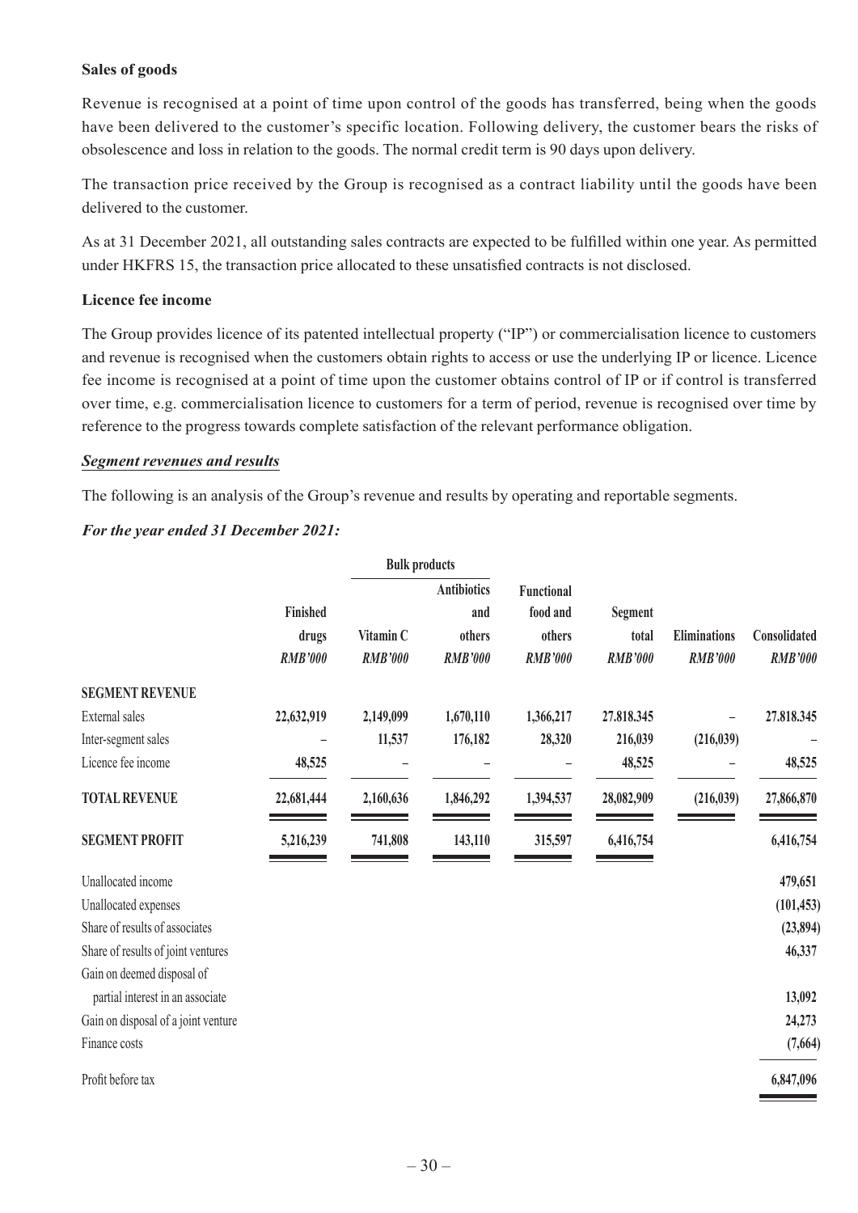**Sales of goods**

Revenue is recognised at a point of time upon control of the goods has transferred, being when the goods have been delivered to the customer's specific location. Following delivery, the customer bears the risks of obsolescence and loss in relation to the goods. The normal credit term is 90 days upon delivery.

The transaction price received by the Group is recognised as a contract liability until the goods have been delivered to the customer.

As at 31 December 2021, all outstanding sales contracts are expected to be fulfilled within one year. As permitted under HKFRS 15, the transaction price allocated to these unsatisfied contracts is not disclosed.

**Licence fee income**

The Group provides licence of its patented intellectual property ("IP") or commercialisation licence to customers and revenue is recognised when the customers obtain rights to access or use the underlying IP or licence. Licence fee income is recognised at a point of time upon the customer obtains control of IP or if control is transferred over time, e.g. commercialisation licence to customers for a term of period, revenue is recognised over time by reference to the progress towards complete satisfaction of the relevant performance obligation.

***Segment revenues and results***

The following is an analysis of the Group's revenue and results by operating and reportable segments.

***For the year ended 31 December 2021:***

| | | Bulk products | | | | | |
|---|---|---|---|---|---|---|---|
| | Finished drugs *RMB'000* | Vitamin C *RMB'000* | Antibiotics and others *RMB'000* | Functional food and others *RMB'000* | Segment total *RMB'000* | Eliminations *RMB'000* | Consolidated *RMB'000* |
| **SEGMENT REVENUE** | | | | | | | |
| External sales | 22,632,919 | 2,149,099 | 1,670,110 | 1,366,217 | 27.818.345 | – | 27.818.345 |
| Inter-segment sales | – | 11,537 | 176,182 | 28,320 | 216,039 | (216,039) | – |
| Licence fee income | 48,525 | – | – | – | 48,525 | – | 48,525 |
| **TOTAL REVENUE** | 22,681,444 | 2,160,636 | 1,846,292 | 1,394,537 | 28,082,909 | (216,039) | 27,866,870 |
| **SEGMENT PROFIT** | 5,216,239 | 741,808 | 143,110 | 315,597 | 6,416,754 | | 6,416,754 |
| Unallocated income | | | | | | | 479,651 |
| Unallocated expenses | | | | | | | (101,453) |
| Share of results of associates | | | | | | | (23,894) |
| Share of results of joint ventures | | | | | | | 46,337 |
| Gain on deemed disposal of partial interest in an associate | | | | | | | 13,092 |
| Gain on disposal of a joint venture | | | | | | | 24,273 |
| Finance costs | | | | | | | (7,664) |
| Profit before tax | | | | | | | 6,847,096 |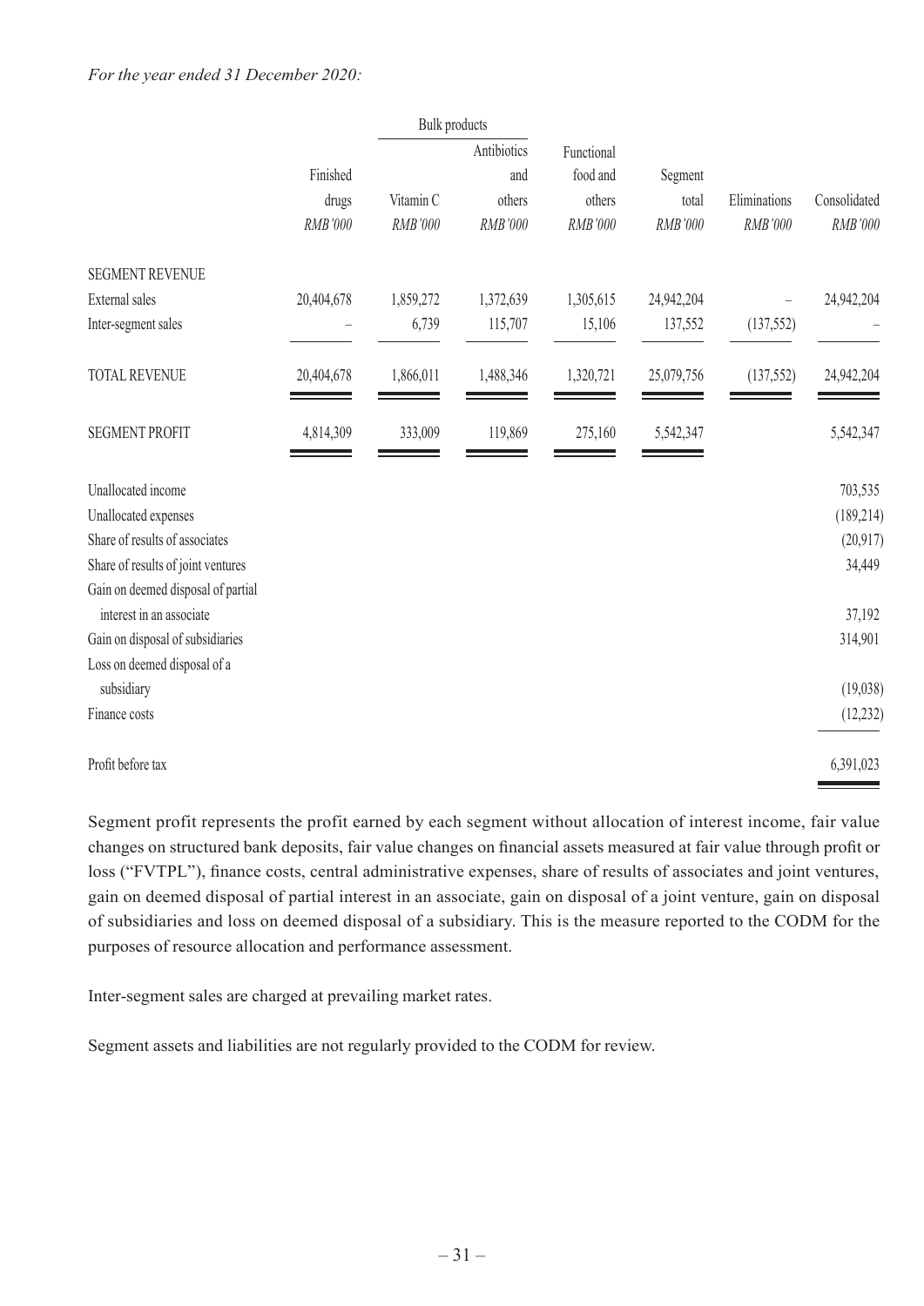*For the year ended 31 December 2020:*

| | Finished drugs | Bulk products | | Functional food and others | Segment total | Eliminations | Consolidated |
|---|---|---|---|---|---|---|---|
| | | Vitamin C | Antibiotics and others | | | | |
| | *RMB'000* | *RMB'000* | *RMB'000* | *RMB'000* | *RMB'000* | *RMB'000* | *RMB'000* |
| SEGMENT REVENUE | | | | | | | |
| External sales | 20,404,678 | 1,859,272 | 1,372,639 | 1,305,615 | 24,942,204 | – | 24,942,204 |
| Inter-segment sales | – | 6,739 | 115,707 | 15,106 | 137,552 | (137,552) | – |
| TOTAL REVENUE | 20,404,678 | 1,866,011 | 1,488,346 | 1,320,721 | 25,079,756 | (137,552) | 24,942,204 |
| SEGMENT PROFIT | 4,814,309 | 333,009 | 119,869 | 275,160 | 5,542,347 | | 5,542,347 |
| Unallocated income | | | | | | | 703,535 |
| Unallocated expenses | | | | | | | (189,214) |
| Share of results of associates | | | | | | | (20,917) |
| Share of results of joint ventures | | | | | | | 34,449 |
| Gain on deemed disposal of partial interest in an associate | | | | | | | 37,192 |
| Gain on disposal of subsidiaries | | | | | | | 314,901 |
| Loss on deemed disposal of a subsidiary | | | | | | | (19,038) |
| Finance costs | | | | | | | (12,232) |
| Profit before tax | | | | | | | 6,391,023 |

Segment profit represents the profit earned by each segment without allocation of interest income, fair value changes on structured bank deposits, fair value changes on financial assets measured at fair value through profit or loss ("FVTPL"), finance costs, central administrative expenses, share of results of associates and joint ventures, gain on deemed disposal of partial interest in an associate, gain on disposal of a joint venture, gain on disposal of subsidiaries and loss on deemed disposal of a subsidiary. This is the measure reported to the CODM for the purposes of resource allocation and performance assessment.

Inter-segment sales are charged at prevailing market rates.

Segment assets and liabilities are not regularly provided to the CODM for review.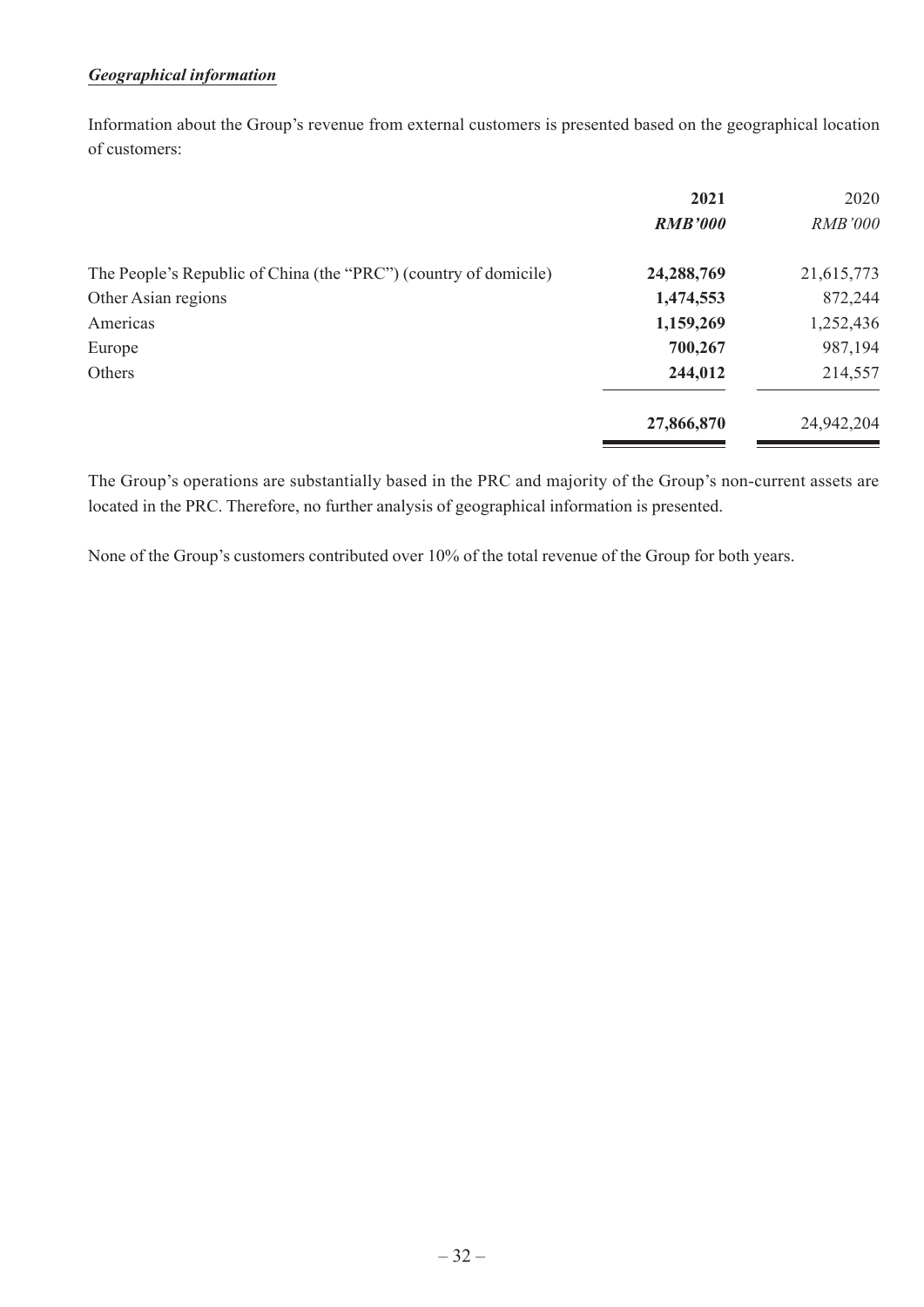***Geographical information***

Information about the Group's revenue from external customers is presented based on the geographical location of customers:

| | **2021** | 2020 |
|---|---|---|
| | ***RMB'000*** | *RMB'000* |
| The People's Republic of China (the "PRC") (country of domicile) | **24,288,769** | 21,615,773 |
| Other Asian regions | **1,474,553** | 872,244 |
| Americas | **1,159,269** | 1,252,436 |
| Europe | **700,267** | 987,194 |
| Others | **244,012** | 214,557 |
| | **27,866,870** | 24,942,204 |

The Group's operations are substantially based in the PRC and majority of the Group's non-current assets are located in the PRC. Therefore, no further analysis of geographical information is presented.

None of the Group's customers contributed over 10% of the total revenue of the Group for both years.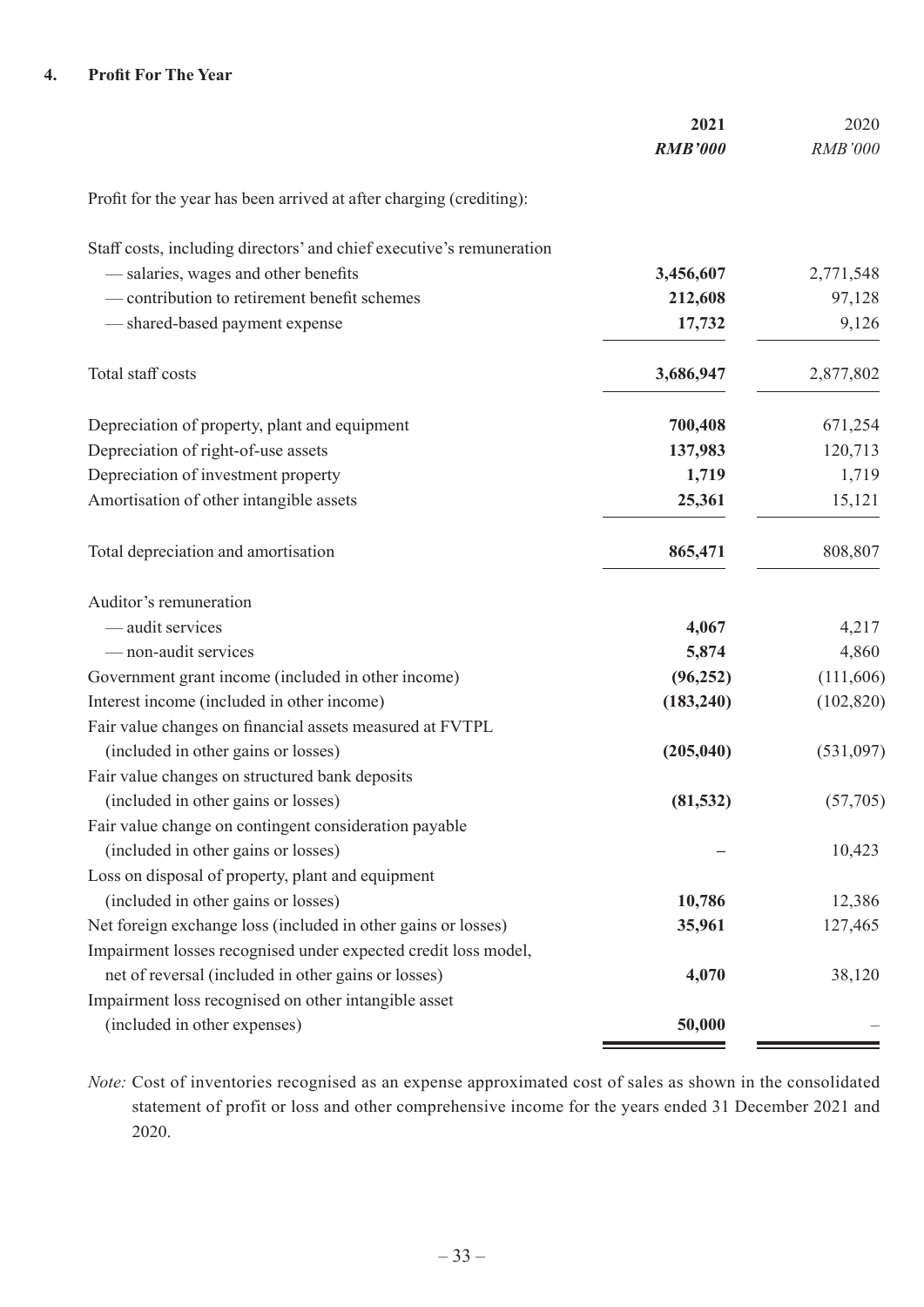## 4. Profit For The Year

| | 2021 | 2020 |
|---|---|---|
| | *RMB'000* | *RMB'000* |
| Profit for the year has been arrived at after charging (crediting): | | |
| Staff costs, including directors' and chief executive's remuneration | | |
| — salaries, wages and other benefits | **3,456,607** | 2,771,548 |
| — contribution to retirement benefit schemes | **212,608** | 97,128 |
| — shared-based payment expense | **17,732** | 9,126 |
| Total staff costs | **3,686,947** | 2,877,802 |
| Depreciation of property, plant and equipment | **700,408** | 671,254 |
| Depreciation of right-of-use assets | **137,983** | 120,713 |
| Depreciation of investment property | **1,719** | 1,719 |
| Amortisation of other intangible assets | **25,361** | 15,121 |
| Total depreciation and amortisation | **865,471** | 808,807 |
| Auditor's remuneration | | |
| — audit services | **4,067** | 4,217 |
| — non-audit services | **5,874** | 4,860 |
| Government grant income (included in other income) | **(96,252)** | (111,606) |
| Interest income (included in other income) | **(183,240)** | (102,820) |
| Fair value changes on financial assets measured at FVTPL (included in other gains or losses) | **(205,040)** | (531,097) |
| Fair value changes on structured bank deposits (included in other gains or losses) | **(81,532)** | (57,705) |
| Fair value change on contingent consideration payable (included in other gains or losses) | **–** | 10,423 |
| Loss on disposal of property, plant and equipment (included in other gains or losses) | **10,786** | 12,386 |
| Net foreign exchange loss (included in other gains or losses) | **35,961** | 127,465 |
| Impairment losses recognised under expected credit loss model, net of reversal (included in other gains or losses) | **4,070** | 38,120 |
| Impairment loss recognised on other intangible asset (included in other expenses) | **50,000** | – |

*Note:* Cost of inventories recognised as an expense approximated cost of sales as shown in the consolidated statement of profit or loss and other comprehensive income for the years ended 31 December 2021 and 2020.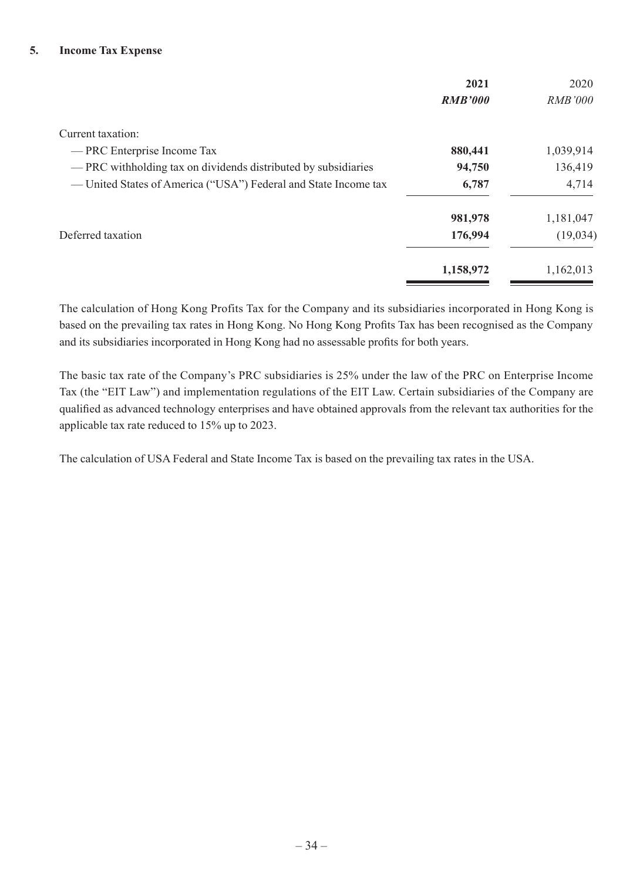### 5. Income Tax Expense

| | **2021** | 2020 |
|---|---|---|
| | ***RMB'000*** | *RMB'000* |
| Current taxation: | | |
| — PRC Enterprise Income Tax | **880,441** | 1,039,914 |
| — PRC withholding tax on dividends distributed by subsidiaries | **94,750** | 136,419 |
| — United States of America ("USA") Federal and State Income tax | **6,787** | 4,714 |
| | **981,978** | 1,181,047 |
| Deferred taxation | **176,994** | (19,034) |
| | **1,158,972** | 1,162,013 |

The calculation of Hong Kong Profits Tax for the Company and its subsidiaries incorporated in Hong Kong is based on the prevailing tax rates in Hong Kong. No Hong Kong Profits Tax has been recognised as the Company and its subsidiaries incorporated in Hong Kong had no assessable profits for both years.

The basic tax rate of the Company's PRC subsidiaries is 25% under the law of the PRC on Enterprise Income Tax (the "EIT Law") and implementation regulations of the EIT Law. Certain subsidiaries of the Company are qualified as advanced technology enterprises and have obtained approvals from the relevant tax authorities for the applicable tax rate reduced to 15% up to 2023.

The calculation of USA Federal and State Income Tax is based on the prevailing tax rates in the USA.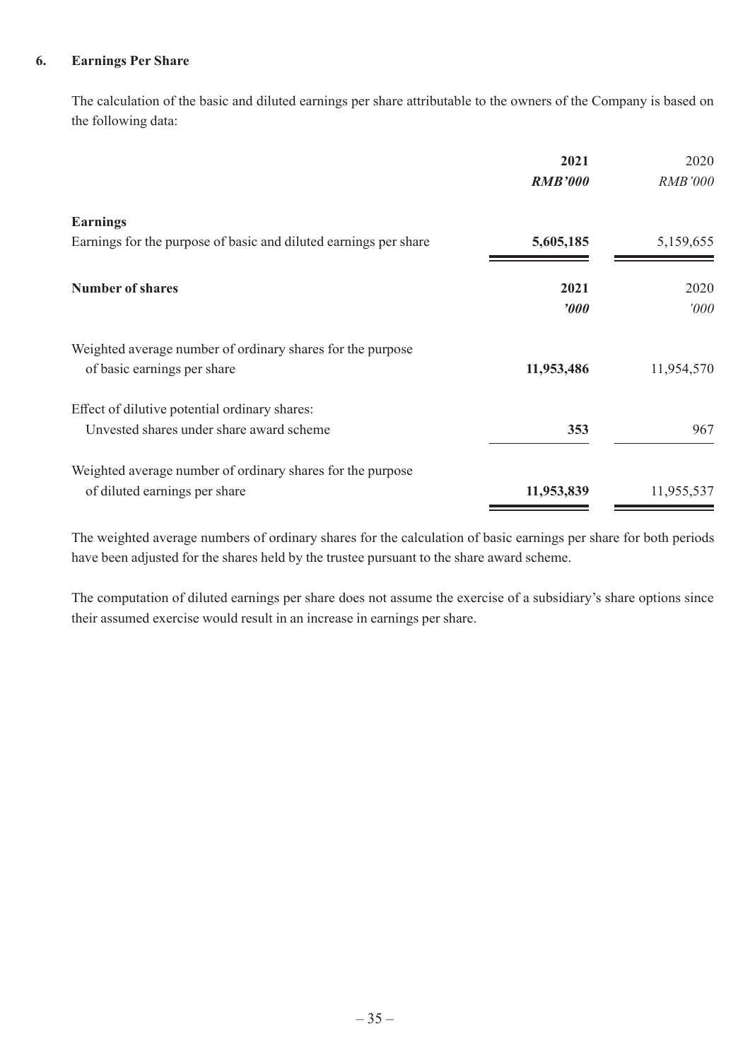## 6. Earnings Per Share

The calculation of the basic and diluted earnings per share attributable to the owners of the Company is based on the following data:

| | **2021** | 2020 |
|---|---|---|
| | ***RMB'000*** | *RMB'000* |
| **Earnings** | | |
| Earnings for the purpose of basic and diluted earnings per share | **5,605,185** | 5,159,655 |

| **Number of shares** | **2021** | 2020 |
|---|---|---|
| | ***'000*** | *'000* |
| Weighted average number of ordinary shares for the purpose of basic earnings per share | **11,953,486** | 11,954,570 |
| Effect of dilutive potential ordinary shares: | | |
| Unvested shares under share award scheme | **353** | 967 |
| Weighted average number of ordinary shares for the purpose of diluted earnings per share | **11,953,839** | 11,955,537 |

The weighted average numbers of ordinary shares for the calculation of basic earnings per share for both periods have been adjusted for the shares held by the trustee pursuant to the share award scheme.

The computation of diluted earnings per share does not assume the exercise of a subsidiary's share options since their assumed exercise would result in an increase in earnings per share.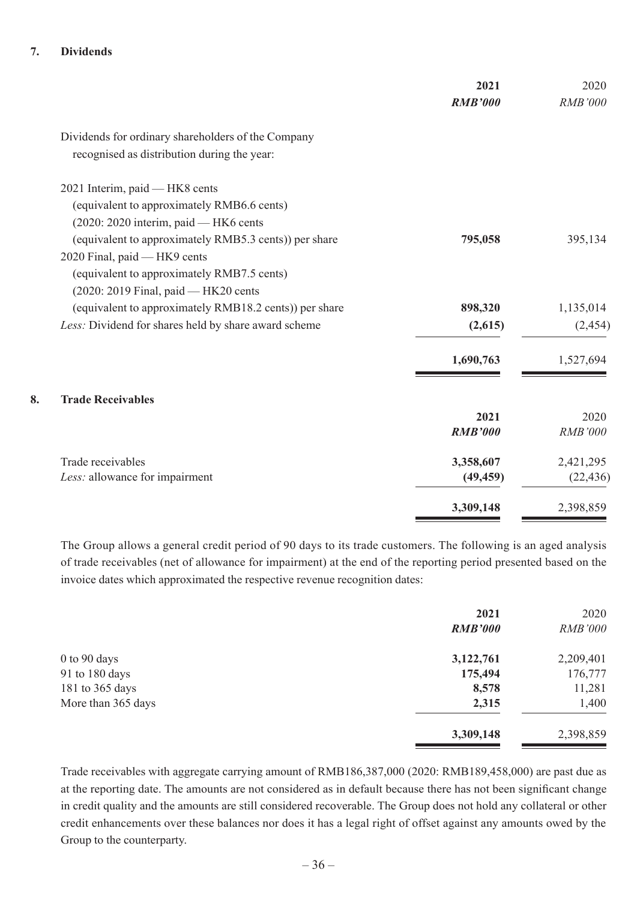## 7. Dividends

| | 2021 | 2020 |
|---|---|---|
| | ***RMB'000*** | *RMB'000* |
| Dividends for ordinary shareholders of the Company recognised as distribution during the year: | | |
| 2021 Interim, paid — HK8 cents (equivalent to approximately RMB6.6 cents) (2020: 2020 interim, paid — HK6 cents (equivalent to approximately RMB5.3 cents)) per share | **795,058** | 395,134 |
| 2020 Final, paid — HK9 cents (equivalent to approximately RMB7.5 cents) (2020: 2019 Final, paid — HK20 cents (equivalent to approximately RMB18.2 cents)) per share | **898,320** | 1,135,014 |
| *Less:* Dividend for shares held by share award scheme | **(2,615)** | (2,454) |
| | **1,690,763** | 1,527,694 |

## 8. Trade Receivables

| | 2021 | 2020 |
|---|---|---|
| | ***RMB'000*** | *RMB'000* |
| Trade receivables | **3,358,607** | 2,421,295 |
| *Less:* allowance for impairment | **(49,459)** | (22,436) |
| | **3,309,148** | 2,398,859 |

The Group allows a general credit period of 90 days to its trade customers. The following is an aged analysis of trade receivables (net of allowance for impairment) at the end of the reporting period presented based on the invoice dates which approximated the respective revenue recognition dates:

| | 2021 | 2020 |
|---|---|---|
| | ***RMB'000*** | *RMB'000* |
| 0 to 90 days | **3,122,761** | 2,209,401 |
| 91 to 180 days | **175,494** | 176,777 |
| 181 to 365 days | **8,578** | 11,281 |
| More than 365 days | **2,315** | 1,400 |
| | **3,309,148** | 2,398,859 |

Trade receivables with aggregate carrying amount of RMB186,387,000 (2020: RMB189,458,000) are past due as at the reporting date. The amounts are not considered as in default because there has not been significant change in credit quality and the amounts are still considered recoverable. The Group does not hold any collateral or other credit enhancements over these balances nor does it has a legal right of offset against any amounts owed by the Group to the counterparty.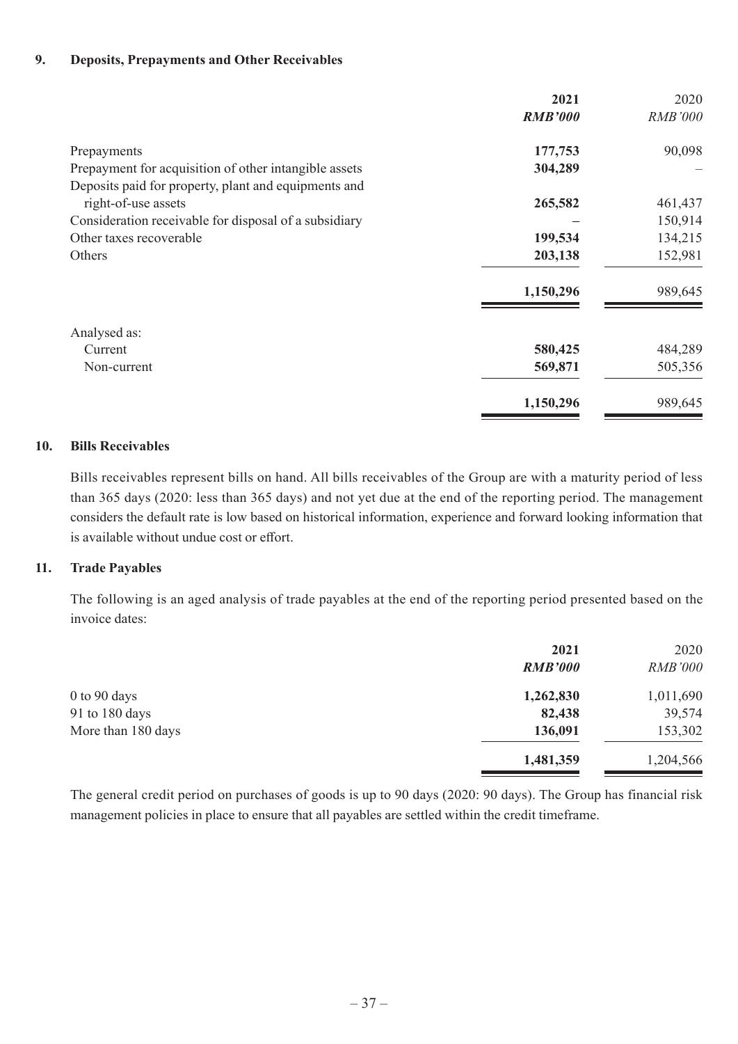**9. Deposits, Prepayments and Other Receivables**

| | **2021** | 2020 |
|---|---|---|
| | ***RMB'000*** | *RMB'000* |
| Prepayments | **177,753** | 90,098 |
| Prepayment for acquisition of other intangible assets | **304,289** | – |
| Deposits paid for property, plant and equipments and right-of-use assets | **265,582** | 461,437 |
| Consideration receivable for disposal of a subsidiary | **–** | 150,914 |
| Other taxes recoverable | **199,534** | 134,215 |
| Others | **203,138** | 152,981 |
| | **1,150,296** | 989,645 |
| Analysed as: | | |
| Current | **580,425** | 484,289 |
| Non-current | **569,871** | 505,356 |
| | **1,150,296** | 989,645 |

**10. Bills Receivables**

Bills receivables represent bills on hand. All bills receivables of the Group are with a maturity period of less than 365 days (2020: less than 365 days) and not yet due at the end of the reporting period. The management considers the default rate is low based on historical information, experience and forward looking information that is available without undue cost or effort.

**11. Trade Payables**

The following is an aged analysis of trade payables at the end of the reporting period presented based on the invoice dates:

| | **2021** | 2020 |
|---|---|---|
| | ***RMB'000*** | *RMB'000* |
| 0 to 90 days | **1,262,830** | 1,011,690 |
| 91 to 180 days | **82,438** | 39,574 |
| More than 180 days | **136,091** | 153,302 |
| | **1,481,359** | 1,204,566 |

The general credit period on purchases of goods is up to 90 days (2020: 90 days). The Group has financial risk management policies in place to ensure that all payables are settled within the credit timeframe.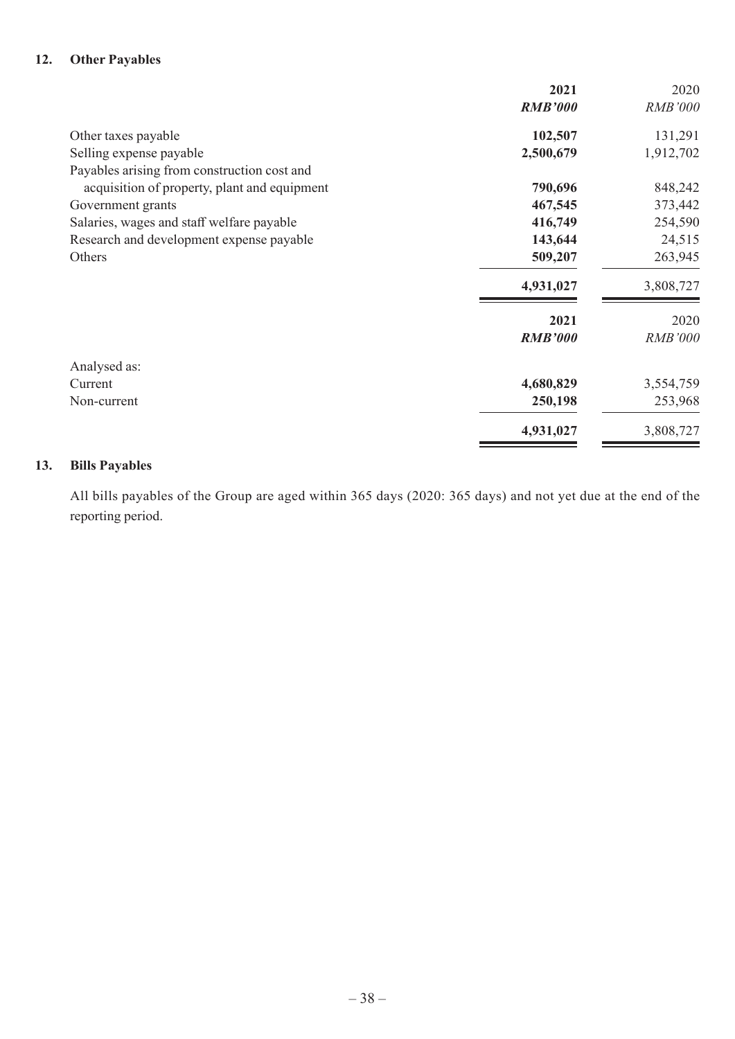## 12. Other Payables

| | **2021** | 2020 |
|---|---|---|
| | ***RMB'000*** | *RMB'000* |
| Other taxes payable | **102,507** | 131,291 |
| Selling expense payable | **2,500,679** | 1,912,702 |
| Payables arising from construction cost and acquisition of property, plant and equipment | **790,696** | 848,242 |
| Government grants | **467,545** | 373,442 |
| Salaries, wages and staff welfare payable | **416,749** | 254,590 |
| Research and development expense payable | **143,644** | 24,515 |
| Others | **509,207** | 263,945 |
| | **4,931,027** | 3,808,727 |

| | **2021** | 2020 |
|---|---|---|
| | ***RMB'000*** | *RMB'000* |
| Analysed as: | | |
| Current | **4,680,829** | 3,554,759 |
| Non-current | **250,198** | 253,968 |
| | **4,931,027** | 3,808,727 |

## 13. Bills Payables

All bills payables of the Group are aged within 365 days (2020: 365 days) and not yet due at the end of the reporting period.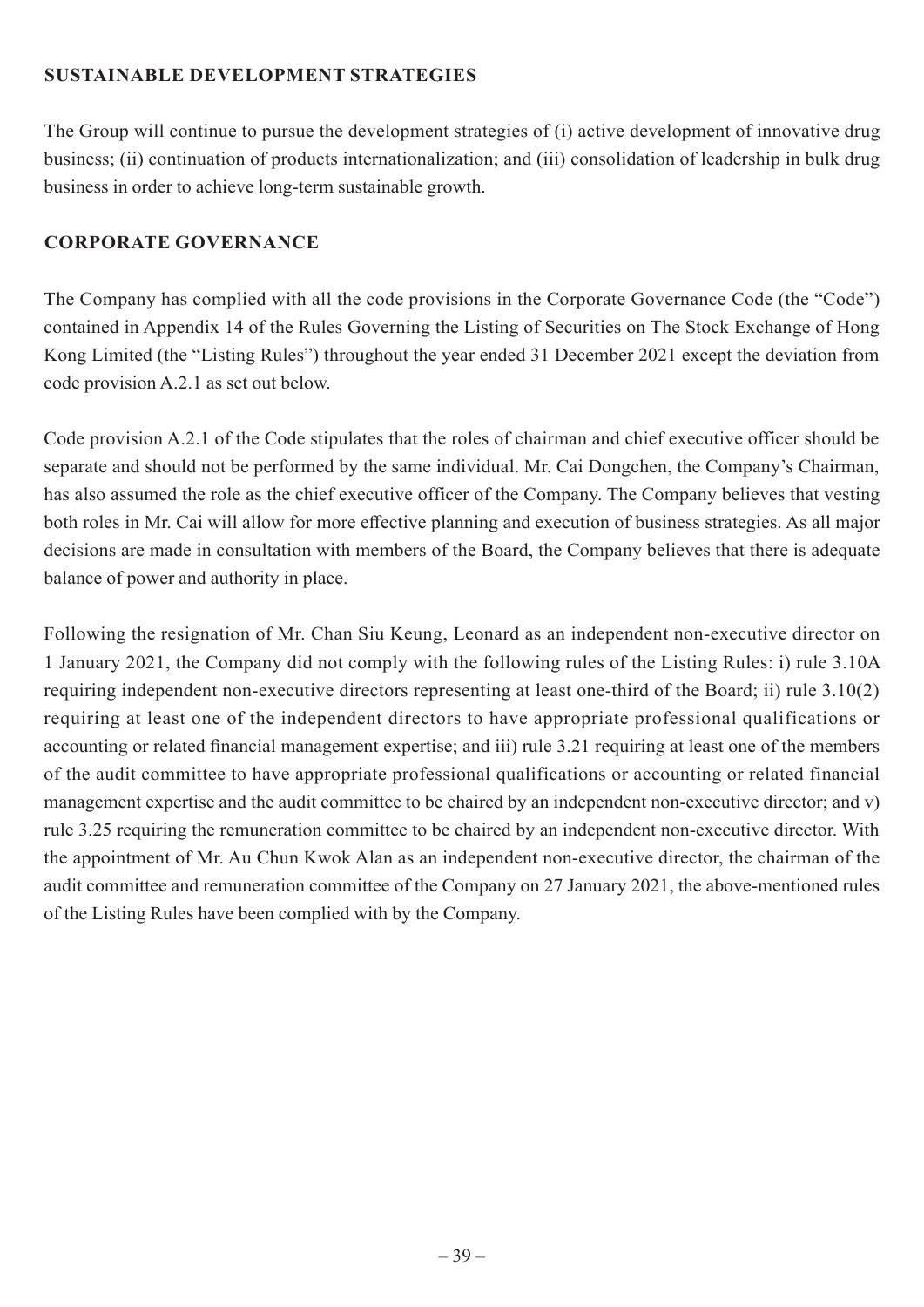## SUSTAINABLE DEVELOPMENT STRATEGIES

The Group will continue to pursue the development strategies of (i) active development of innovative drug business; (ii) continuation of products internationalization; and (iii) consolidation of leadership in bulk drug business in order to achieve long-term sustainable growth.

## CORPORATE GOVERNANCE

The Company has complied with all the code provisions in the Corporate Governance Code (the "Code") contained in Appendix 14 of the Rules Governing the Listing of Securities on The Stock Exchange of Hong Kong Limited (the "Listing Rules") throughout the year ended 31 December 2021 except the deviation from code provision A.2.1 as set out below.

Code provision A.2.1 of the Code stipulates that the roles of chairman and chief executive officer should be separate and should not be performed by the same individual. Mr. Cai Dongchen, the Company's Chairman, has also assumed the role as the chief executive officer of the Company. The Company believes that vesting both roles in Mr. Cai will allow for more effective planning and execution of business strategies. As all major decisions are made in consultation with members of the Board, the Company believes that there is adequate balance of power and authority in place.

Following the resignation of Mr. Chan Siu Keung, Leonard as an independent non-executive director on 1 January 2021, the Company did not comply with the following rules of the Listing Rules: i) rule 3.10A requiring independent non-executive directors representing at least one-third of the Board; ii) rule 3.10(2) requiring at least one of the independent directors to have appropriate professional qualifications or accounting or related financial management expertise; and iii) rule 3.21 requiring at least one of the members of the audit committee to have appropriate professional qualifications or accounting or related financial management expertise and the audit committee to be chaired by an independent non-executive director; and v) rule 3.25 requiring the remuneration committee to be chaired by an independent non-executive director. With the appointment of Mr. Au Chun Kwok Alan as an independent non-executive director, the chairman of the audit committee and remuneration committee of the Company on 27 January 2021, the above-mentioned rules of the Listing Rules have been complied with by the Company.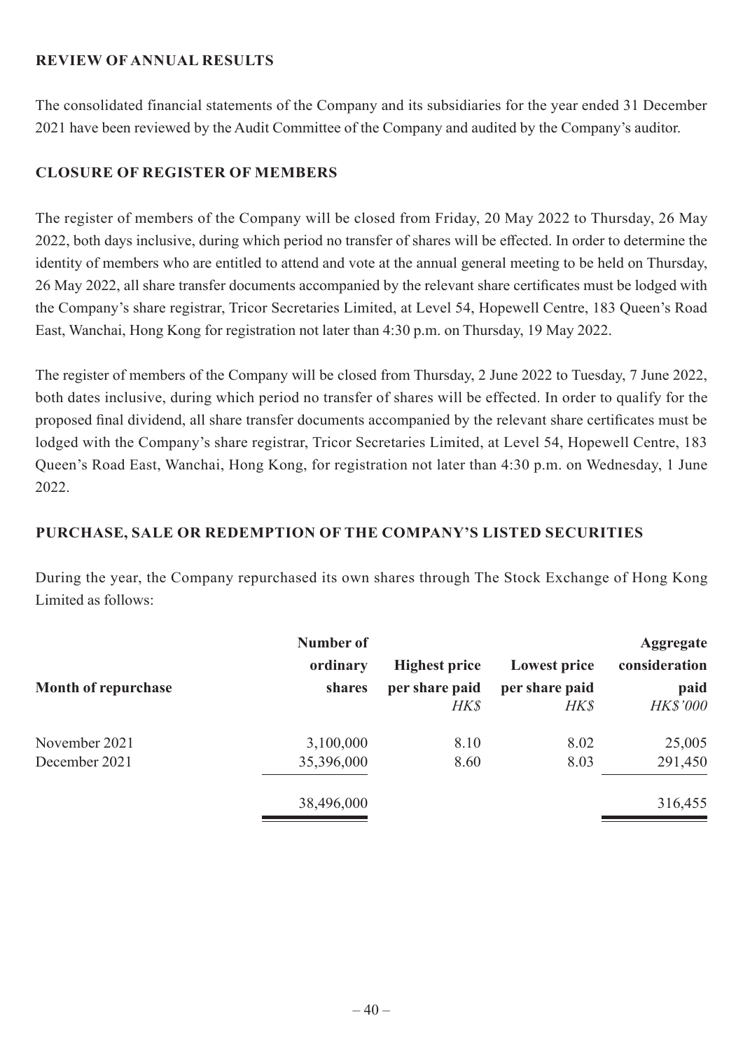## REVIEW OF ANNUAL RESULTS

The consolidated financial statements of the Company and its subsidiaries for the year ended 31 December 2021 have been reviewed by the Audit Committee of the Company and audited by the Company's auditor.

## CLOSURE OF REGISTER OF MEMBERS

The register of members of the Company will be closed from Friday, 20 May 2022 to Thursday, 26 May 2022, both days inclusive, during which period no transfer of shares will be effected. In order to determine the identity of members who are entitled to attend and vote at the annual general meeting to be held on Thursday, 26 May 2022, all share transfer documents accompanied by the relevant share certificates must be lodged with the Company's share registrar, Tricor Secretaries Limited, at Level 54, Hopewell Centre, 183 Queen's Road East, Wanchai, Hong Kong for registration not later than 4:30 p.m. on Thursday, 19 May 2022.

The register of members of the Company will be closed from Thursday, 2 June 2022 to Tuesday, 7 June 2022, both dates inclusive, during which period no transfer of shares will be effected. In order to qualify for the proposed final dividend, all share transfer documents accompanied by the relevant share certificates must be lodged with the Company's share registrar, Tricor Secretaries Limited, at Level 54, Hopewell Centre, 183 Queen's Road East, Wanchai, Hong Kong, for registration not later than 4:30 p.m. on Wednesday, 1 June 2022.

## PURCHASE, SALE OR REDEMPTION OF THE COMPANY'S LISTED SECURITIES

During the year, the Company repurchased its own shares through The Stock Exchange of Hong Kong Limited as follows:

| Month of repurchase | Number of ordinary shares | Highest price per share paid | Lowest price per share paid | Aggregate consideration paid |
|---|---|---|---|---|
| | | *HK$* | *HK$* | *HK$'000* |
| November 2021 | 3,100,000 | 8.10 | 8.02 | 25,005 |
| December 2021 | 35,396,000 | 8.60 | 8.03 | 291,450 |
| | 38,496,000 | | | 316,455 |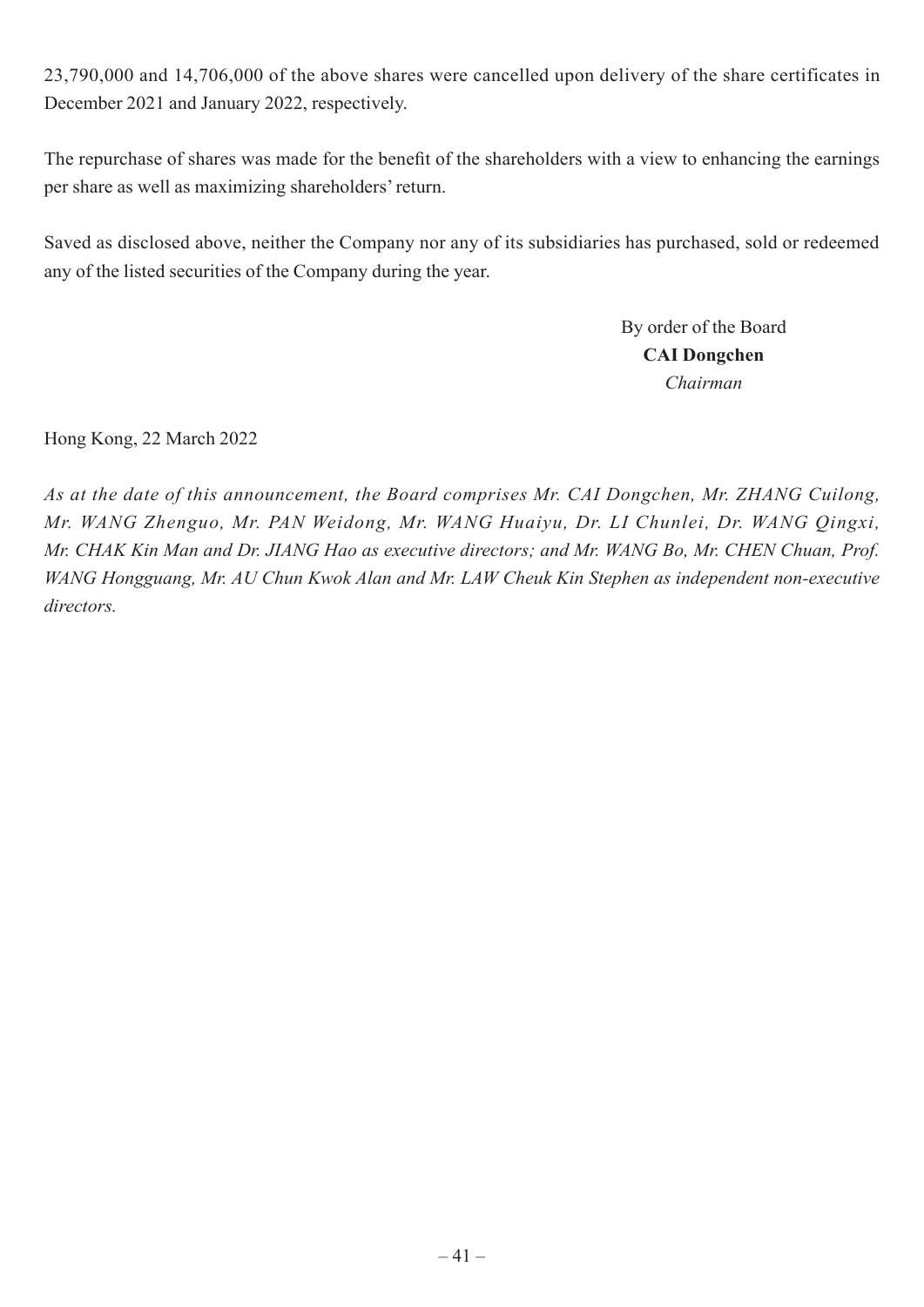23,790,000 and 14,706,000 of the above shares were cancelled upon delivery of the share certificates in December 2021 and January 2022, respectively.

The repurchase of shares was made for the benefit of the shareholders with a view to enhancing the earnings per share as well as maximizing shareholders' return.

Saved as disclosed above, neither the Company nor any of its subsidiaries has purchased, sold or redeemed any of the listed securities of the Company during the year.

By order of the Board
**CAI Dongchen**
*Chairman*

Hong Kong, 22 March 2022

*As at the date of this announcement, the Board comprises Mr. CAI Dongchen, Mr. ZHANG Cuilong, Mr. WANG Zhenguo, Mr. PAN Weidong, Mr. WANG Huaiyu, Dr. LI Chunlei, Dr. WANG Qingxi, Mr. CHAK Kin Man and Dr. JIANG Hao as executive directors; and Mr. WANG Bo, Mr. CHEN Chuan, Prof. WANG Hongguang, Mr. AU Chun Kwok Alan and Mr. LAW Cheuk Kin Stephen as independent non-executive directors.*